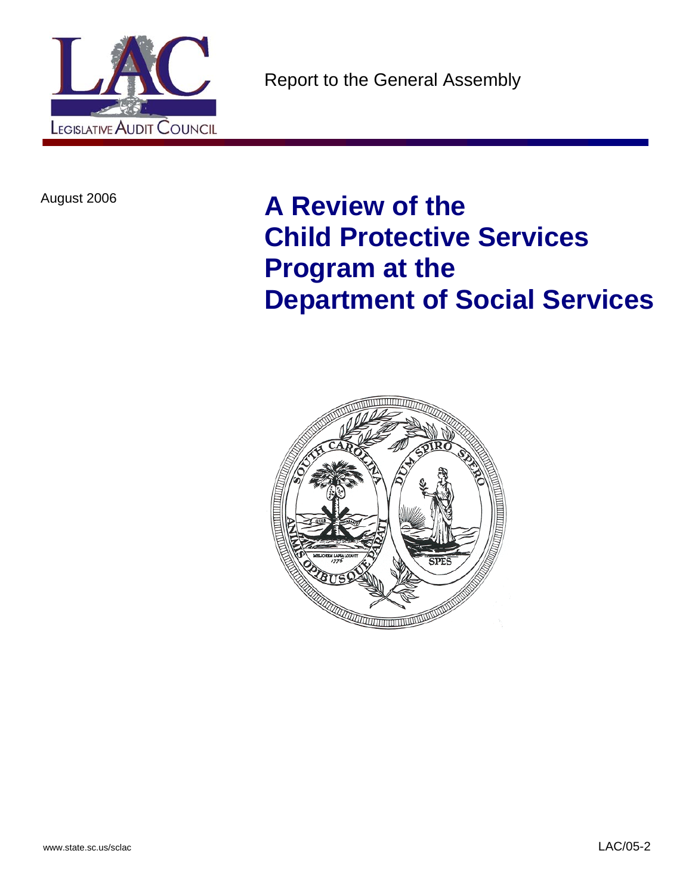LEGISLATIVE AUDIT COUNCIL

Report to the General Assembly

August 2006

# A Review of the Child Protective Services Program at the Department of Social Services

www.state.sc.us/sclac

LAC/05-2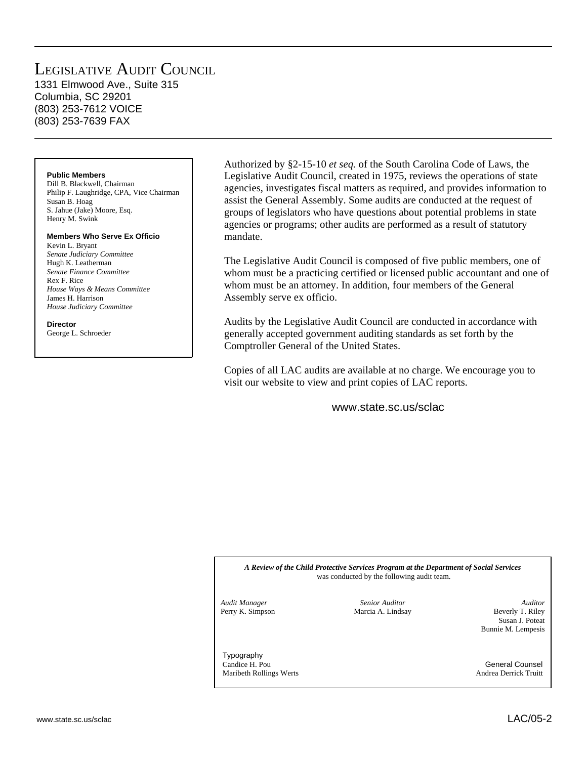# Legislative Audit Council

1331 Elmwood Ave., Suite 315
Columbia, SC 29201
(803) 253-7612 VOICE
(803) 253-7639 FAX

**Public Members**
Dill B. Blackwell, Chairman
Philip F. Laughridge, CPA, Vice Chairman
Susan B. Hoag
S. Jahue (Jake) Moore, Esq.
Henry M. Swink

**Members Who Serve Ex Officio**
Kevin L. Bryant
*Senate Judiciary Committee*
Hugh K. Leatherman
*Senate Finance Committee*
Rex F. Rice
*House Ways & Means Committee*
James H. Harrison
*House Judiciary Committee*

**Director**
George L. Schroeder

Authorized by §2-15-10 *et seq.* of the South Carolina Code of Laws, the Legislative Audit Council, created in 1975, reviews the operations of state agencies, investigates fiscal matters as required, and provides information to assist the General Assembly. Some audits are conducted at the request of groups of legislators who have questions about potential problems in state agencies or programs; other audits are performed as a result of statutory mandate.

The Legislative Audit Council is composed of five public members, one of whom must be a practicing certified or licensed public accountant and one of whom must be an attorney. In addition, four members of the General Assembly serve ex officio.

Audits by the Legislative Audit Council are conducted in accordance with generally accepted government auditing standards as set forth by the Comptroller General of the United States.

Copies of all LAC audits are available at no charge. We encourage you to visit our website to view and print copies of LAC reports.

www.state.sc.us/sclac

***A Review of the Child Protective Services Program at the Department of Social Services*** was conducted by the following audit team.

*Audit Manager*
Perry K. Simpson

*Senior Auditor*
Marcia A. Lindsay

*Auditor*
Beverly T. Riley
Susan J. Poteat
Bunnie M. Lempesis

Typography
Candice H. Pou
Maribeth Rollings Werts

General Counsel
Andrea Derrick Truitt

LAC/05-2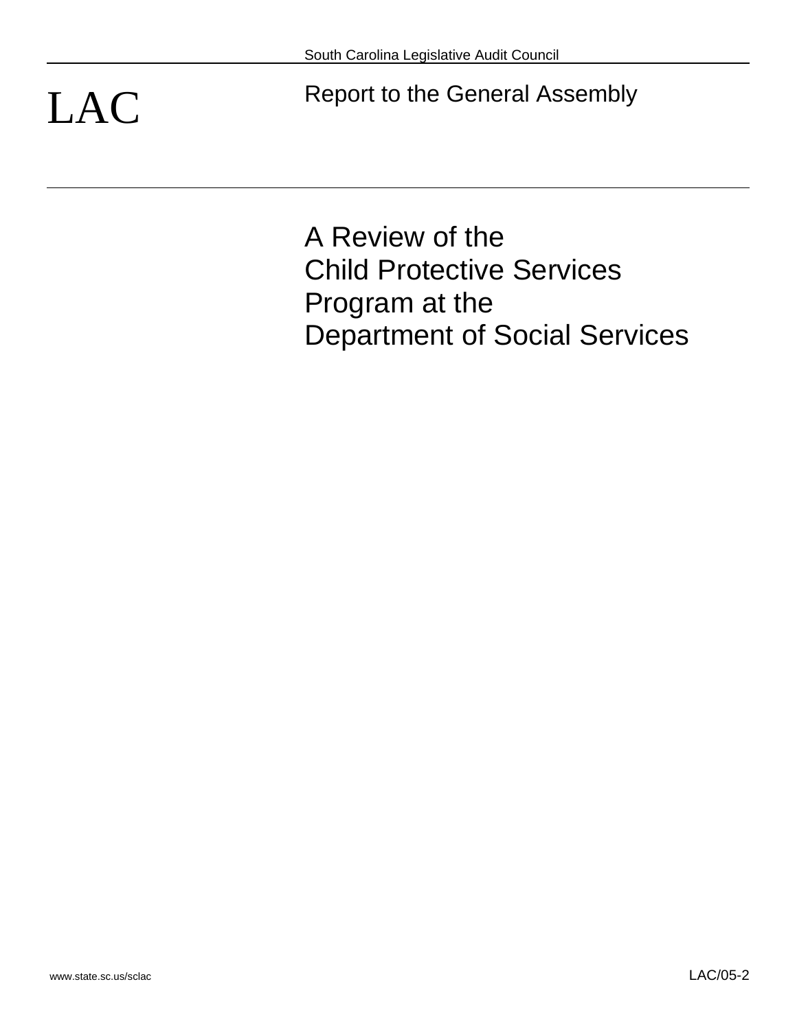South Carolina Legislative Audit Council

# LAC

Report to the General Assembly

# A Review of the Child Protective Services Program at the Department of Social Services

www.state.sc.us/sclac

LAC/05-2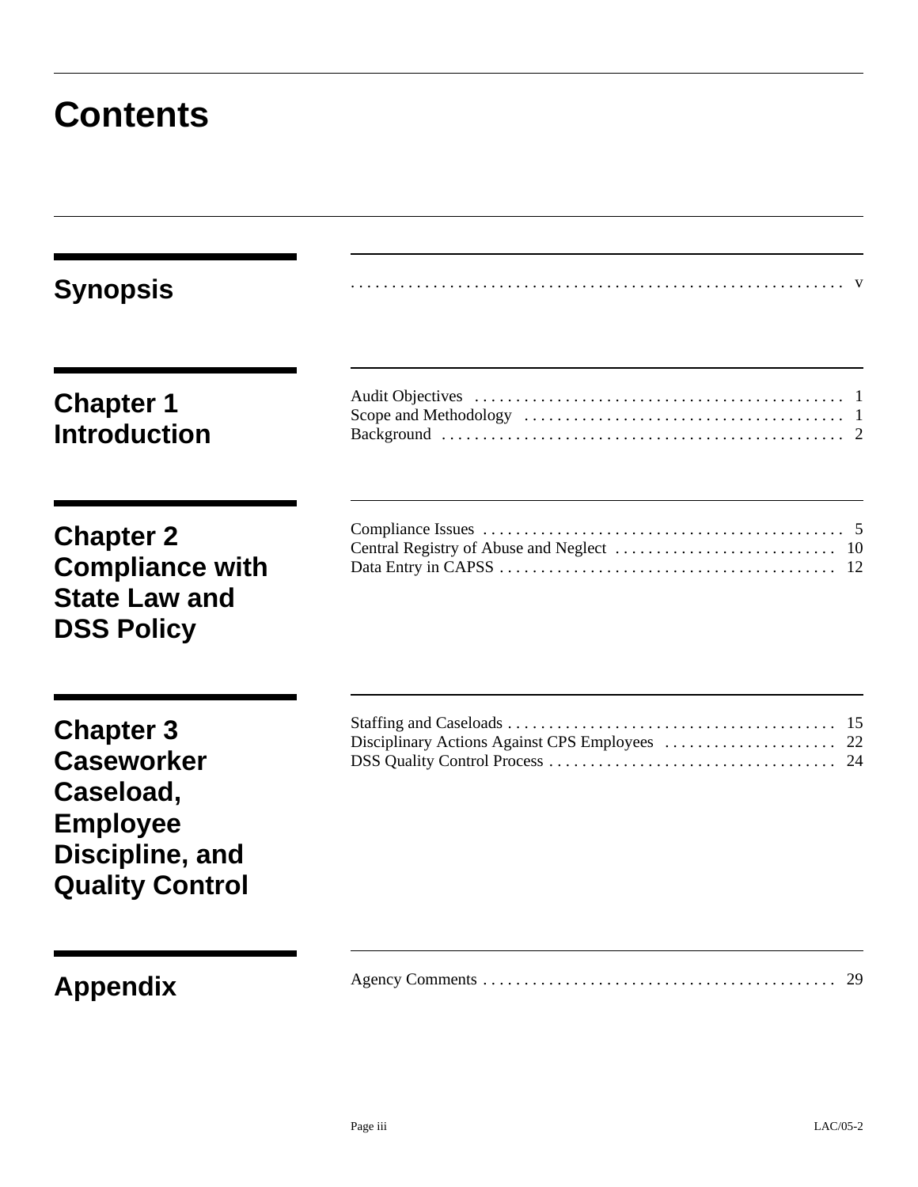# Contents

## Synopsis

. . . . . . . . . . . . . . . . . . . . . . . . . . . . . . . . . . . . . . . . . . . . . . . . . . . . . . . . . . . . . v

## Chapter 1 Introduction

Audit Objectives . . . . . . . . . . . . . . . . . . . . . . . . . . . . . . . . . . . . . . . . . . . . . 1
Scope and Methodology . . . . . . . . . . . . . . . . . . . . . . . . . . . . . . . . . . . . . . . 1
Background . . . . . . . . . . . . . . . . . . . . . . . . . . . . . . . . . . . . . . . . . . . . . . . . . 2

## Chapter 2 Compliance with State Law and DSS Policy

Compliance Issues . . . . . . . . . . . . . . . . . . . . . . . . . . . . . . . . . . . . . . . . . . . . 5
Central Registry of Abuse and Neglect . . . . . . . . . . . . . . . . . . . . . . . . . . . 10
Data Entry in CAPSS . . . . . . . . . . . . . . . . . . . . . . . . . . . . . . . . . . . . . . . . . 12

## Chapter 3 Caseworker Caseload, Employee Discipline, and Quality Control

Staffing and Caseloads . . . . . . . . . . . . . . . . . . . . . . . . . . . . . . . . . . . . . . . . 15
Disciplinary Actions Against CPS Employees . . . . . . . . . . . . . . . . . . . . . 22
DSS Quality Control Process . . . . . . . . . . . . . . . . . . . . . . . . . . . . . . . . . . . 24

## Appendix

Agency Comments . . . . . . . . . . . . . . . . . . . . . . . . . . . . . . . . . . . . . . . . . . . 29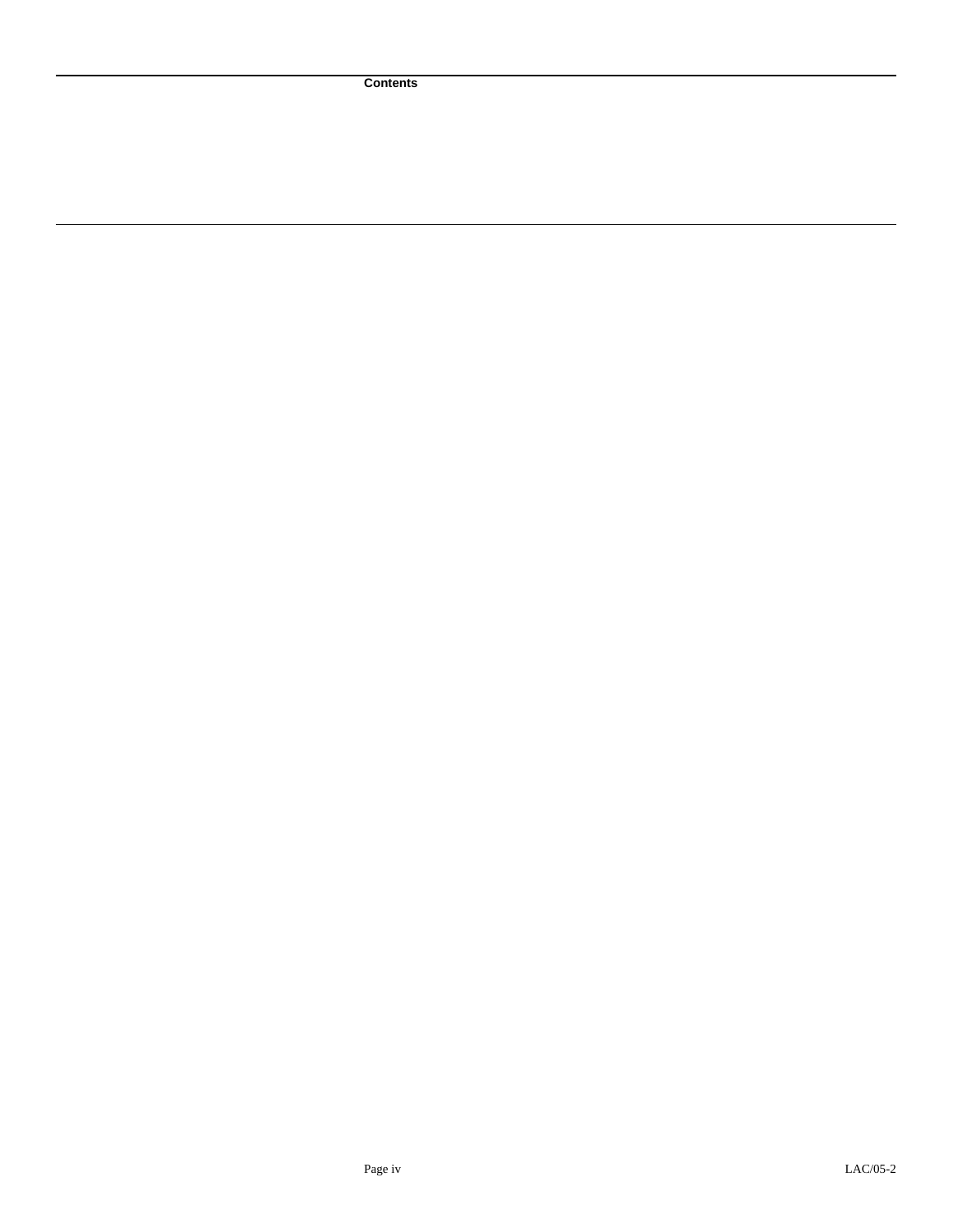Contents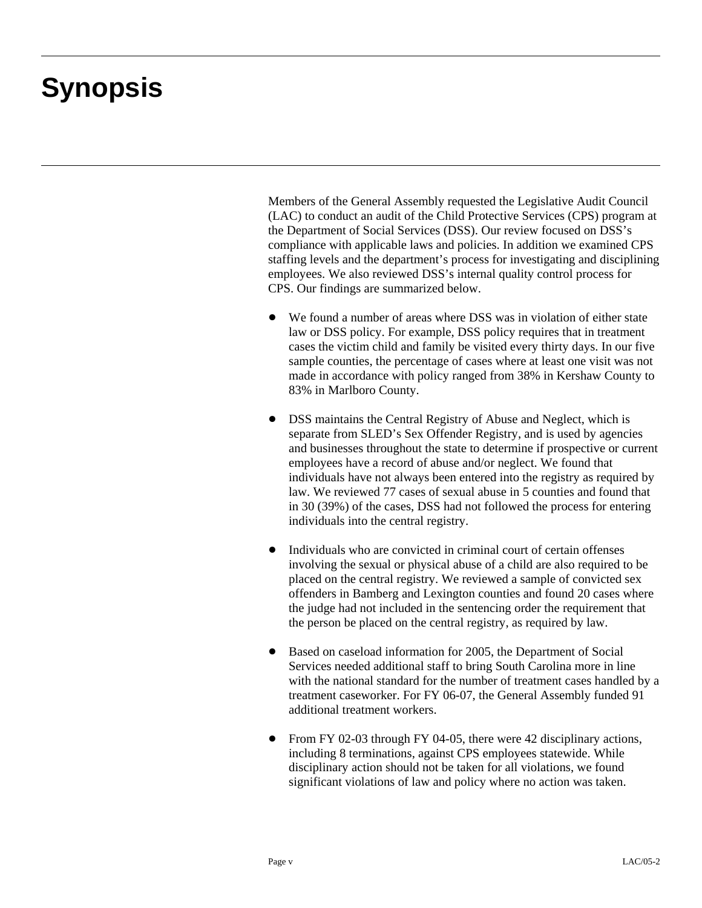# Synopsis

Members of the General Assembly requested the Legislative Audit Council (LAC) to conduct an audit of the Child Protective Services (CPS) program at the Department of Social Services (DSS). Our review focused on DSS's compliance with applicable laws and policies. In addition we examined CPS staffing levels and the department's process for investigating and disciplining employees. We also reviewed DSS's internal quality control process for CPS. Our findings are summarized below.

- We found a number of areas where DSS was in violation of either state law or DSS policy. For example, DSS policy requires that in treatment cases the victim child and family be visited every thirty days. In our five sample counties, the percentage of cases where at least one visit was not made in accordance with policy ranged from 38% in Kershaw County to 83% in Marlboro County.

- DSS maintains the Central Registry of Abuse and Neglect, which is separate from SLED's Sex Offender Registry, and is used by agencies and businesses throughout the state to determine if prospective or current employees have a record of abuse and/or neglect. We found that individuals have not always been entered into the registry as required by law. We reviewed 77 cases of sexual abuse in 5 counties and found that in 30 (39%) of the cases, DSS had not followed the process for entering individuals into the central registry.

- Individuals who are convicted in criminal court of certain offenses involving the sexual or physical abuse of a child are also required to be placed on the central registry. We reviewed a sample of convicted sex offenders in Bamberg and Lexington counties and found 20 cases where the judge had not included in the sentencing order the requirement that the person be placed on the central registry, as required by law.

- Based on caseload information for 2005, the Department of Social Services needed additional staff to bring South Carolina more in line with the national standard for the number of treatment cases handled by a treatment caseworker. For FY 06-07, the General Assembly funded 91 additional treatment workers.

- From FY 02-03 through FY 04-05, there were 42 disciplinary actions, including 8 terminations, against CPS employees statewide. While disciplinary action should not be taken for all violations, we found significant violations of law and policy where no action was taken.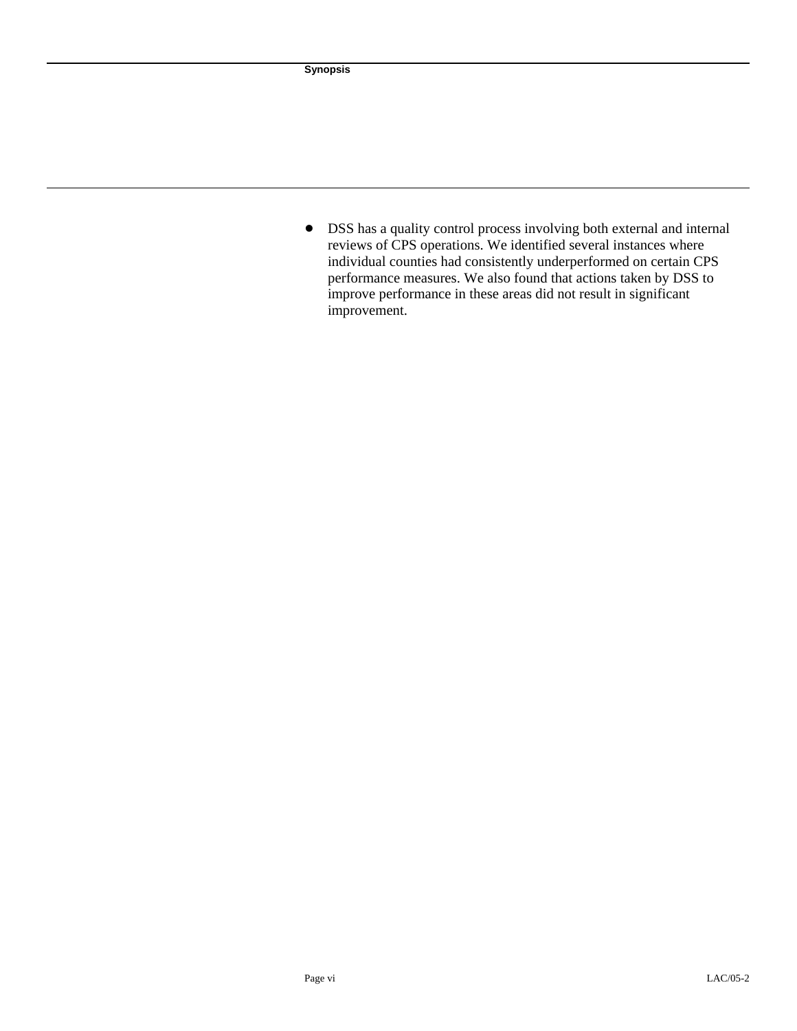- DSS has a quality control process involving both external and internal reviews of CPS operations. We identified several instances where individual counties had consistently underperformed on certain CPS performance measures. We also found that actions taken by DSS to improve performance in these areas did not result in significant improvement.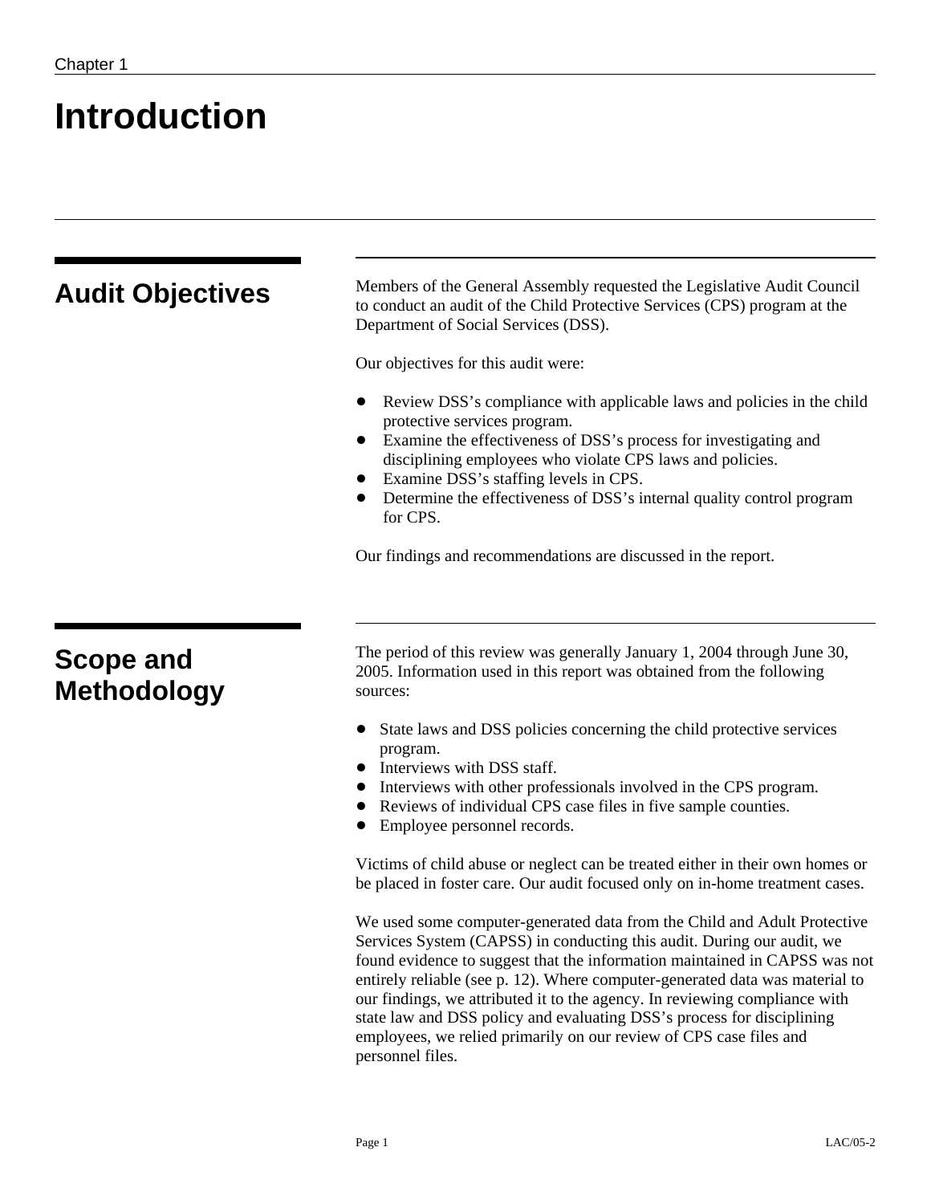# Introduction

## Audit Objectives

Members of the General Assembly requested the Legislative Audit Council to conduct an audit of the Child Protective Services (CPS) program at the Department of Social Services (DSS).

Our objectives for this audit were:

- Review DSS's compliance with applicable laws and policies in the child protective services program.
- Examine the effectiveness of DSS's process for investigating and disciplining employees who violate CPS laws and policies.
- Examine DSS's staffing levels in CPS.
- Determine the effectiveness of DSS's internal quality control program for CPS.

Our findings and recommendations are discussed in the report.

## Scope and Methodology

The period of this review was generally January 1, 2004 through June 30, 2005. Information used in this report was obtained from the following sources:

- State laws and DSS policies concerning the child protective services program.
- Interviews with DSS staff.
- Interviews with other professionals involved in the CPS program.
- Reviews of individual CPS case files in five sample counties.
- Employee personnel records.

Victims of child abuse or neglect can be treated either in their own homes or be placed in foster care. Our audit focused only on in-home treatment cases.

We used some computer-generated data from the Child and Adult Protective Services System (CAPSS) in conducting this audit. During our audit, we found evidence to suggest that the information maintained in CAPSS was not entirely reliable (see p. 12). Where computer-generated data was material to our findings, we attributed it to the agency. In reviewing compliance with state law and DSS policy and evaluating DSS's process for disciplining employees, we relied primarily on our review of CPS case files and personnel files.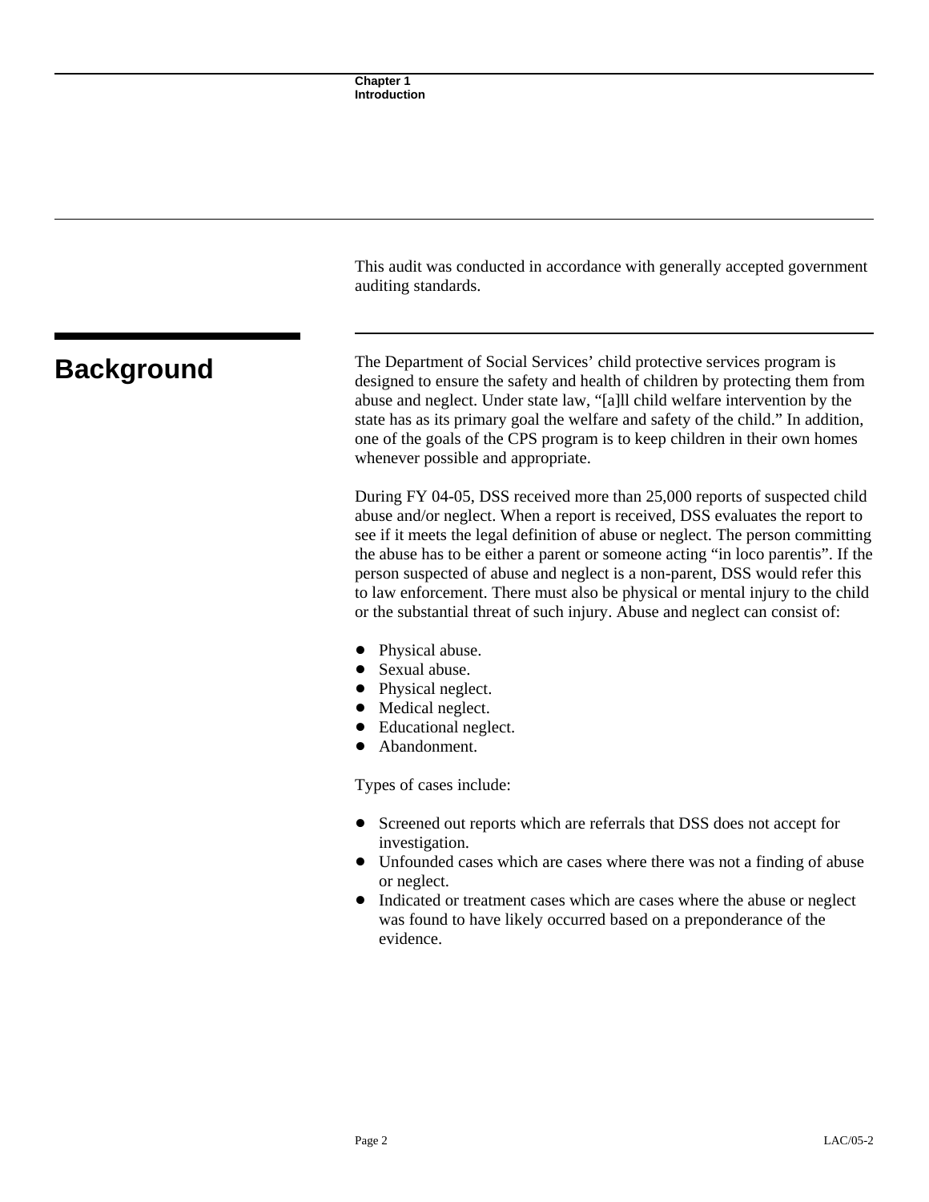This audit was conducted in accordance with generally accepted government auditing standards.

## Background

The Department of Social Services' child protective services program is designed to ensure the safety and health of children by protecting them from abuse and neglect. Under state law, "[a]ll child welfare intervention by the state has as its primary goal the welfare and safety of the child." In addition, one of the goals of the CPS program is to keep children in their own homes whenever possible and appropriate.

During FY 04-05, DSS received more than 25,000 reports of suspected child abuse and/or neglect. When a report is received, DSS evaluates the report to see if it meets the legal definition of abuse or neglect. The person committing the abuse has to be either a parent or someone acting "in loco parentis". If the person suspected of abuse and neglect is a non-parent, DSS would refer this to law enforcement. There must also be physical or mental injury to the child or the substantial threat of such injury. Abuse and neglect can consist of:

- Physical abuse.
- Sexual abuse.
- Physical neglect.
- Medical neglect.
- Educational neglect.
- Abandonment.

Types of cases include:

- Screened out reports which are referrals that DSS does not accept for investigation.
- Unfounded cases which are cases where there was not a finding of abuse or neglect.
- Indicated or treatment cases which are cases where the abuse or neglect was found to have likely occurred based on a preponderance of the evidence.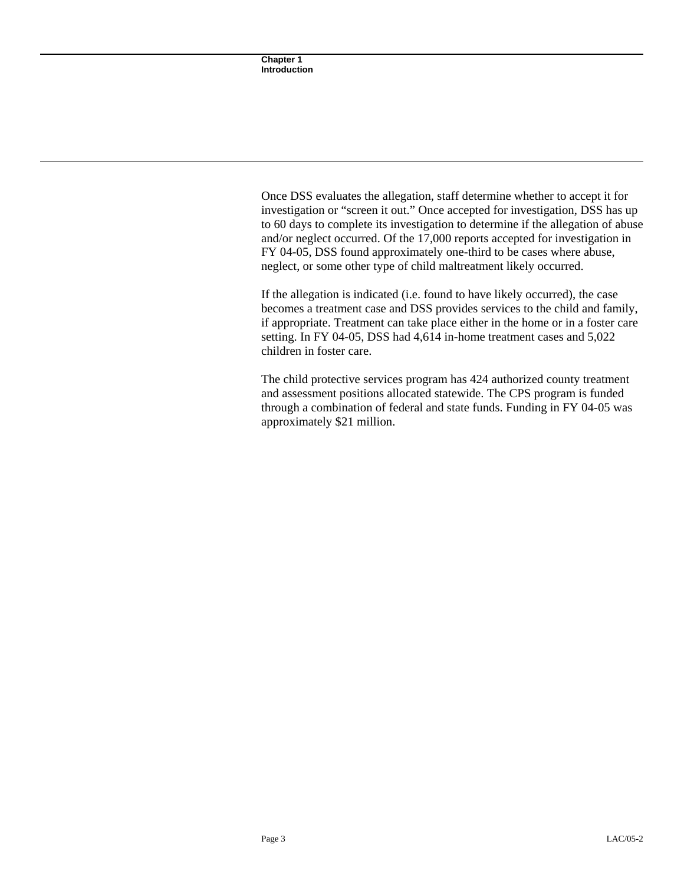Once DSS evaluates the allegation, staff determine whether to accept it for investigation or “screen it out.” Once accepted for investigation, DSS has up to 60 days to complete its investigation to determine if the allegation of abuse and/or neglect occurred. Of the 17,000 reports accepted for investigation in FY 04-05, DSS found approximately one-third to be cases where abuse, neglect, or some other type of child maltreatment likely occurred.

If the allegation is indicated (i.e. found to have likely occurred), the case becomes a treatment case and DSS provides services to the child and family, if appropriate. Treatment can take place either in the home or in a foster care setting. In FY 04-05, DSS had 4,614 in-home treatment cases and 5,022 children in foster care.

The child protective services program has 424 authorized county treatment and assessment positions allocated statewide. The CPS program is funded through a combination of federal and state funds. Funding in FY 04-05 was approximately $21 million.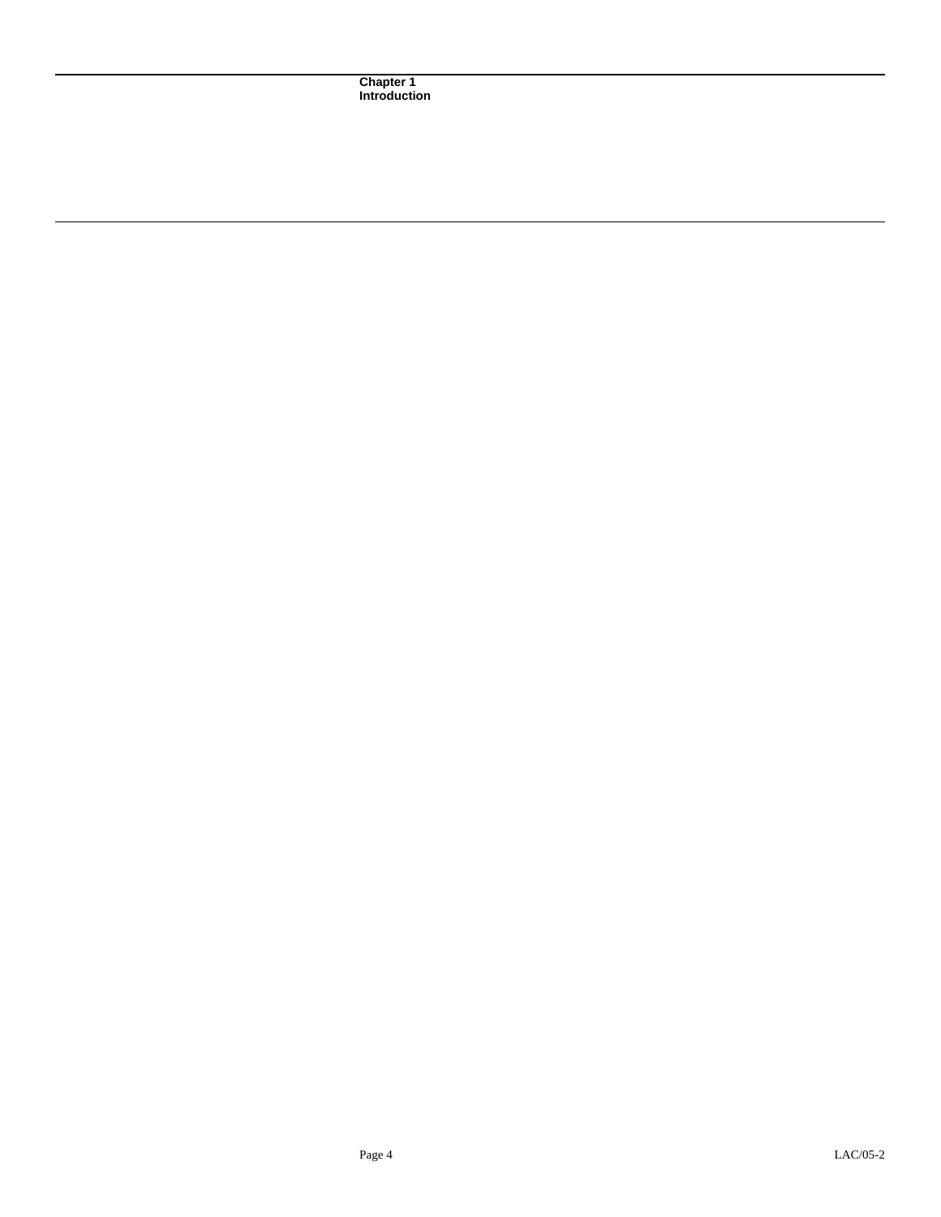# Chapter 1
# Introduction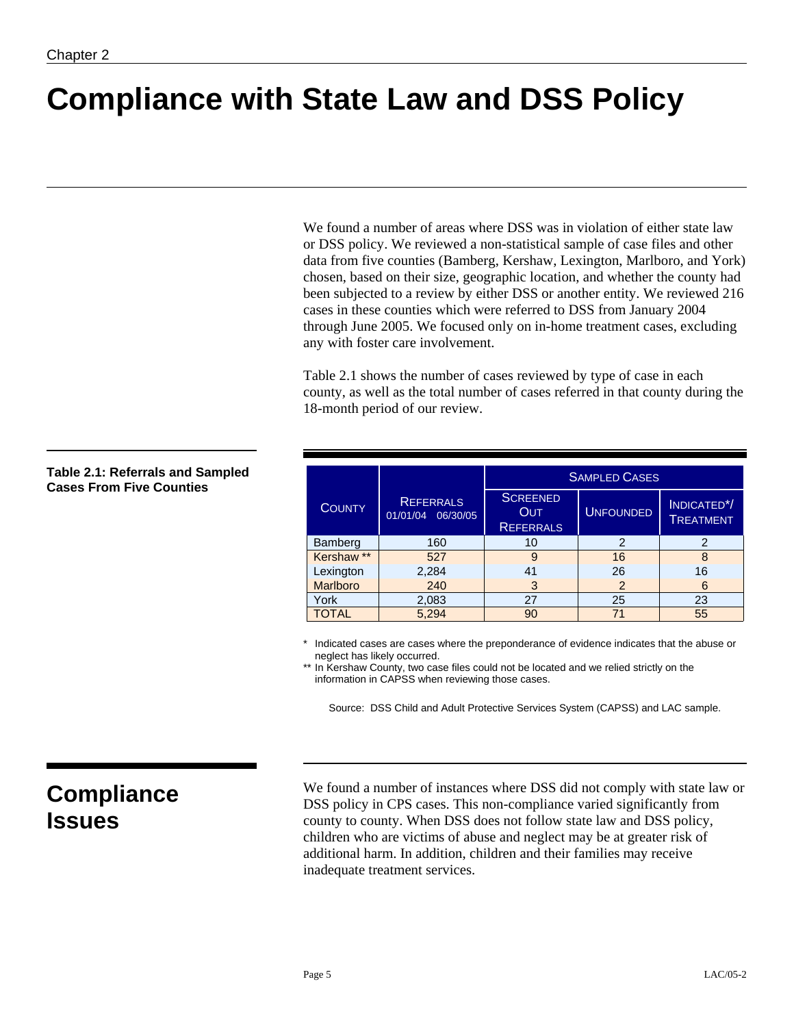Chapter 2

# Compliance with State Law and DSS Policy

We found a number of areas where DSS was in violation of either state law or DSS policy. We reviewed a non-statistical sample of case files and other data from five counties (Bamberg, Kershaw, Lexington, Marlboro, and York) chosen, based on their size, geographic location, and whether the county had been subjected to a review by either DSS or another entity. We reviewed 216 cases in these counties which were referred to DSS from January 2004 through June 2005. We focused only on in-home treatment cases, excluding any with foster care involvement.

Table 2.1 shows the number of cases reviewed by type of case in each county, as well as the total number of cases referred in that county during the 18-month period of our review.

**Table 2.1: Referrals and Sampled Cases From Five Counties**

| County | Referrals 01/01/04 06/30/05 | Sampled Cases | | |
|---|---|---|---|---|
| | | Screened Out Referrals | Unfounded | Indicated*/ Treatment |
| Bamberg | 160 | 10 | 2 | 2 |
| Kershaw ** | 527 | 9 | 16 | 8 |
| Lexington | 2,284 | 41 | 26 | 16 |
| Marlboro | 240 | 3 | 2 | 6 |
| York | 2,083 | 27 | 25 | 23 |
| TOTAL | 5,294 | 90 | 71 | 55 |

\* Indicated cases are cases where the preponderance of evidence indicates that the abuse or neglect has likely occurred.

** In Kershaw County, two case files could not be located and we relied strictly on the information in CAPSS when reviewing those cases.

Source: DSS Child and Adult Protective Services System (CAPSS) and LAC sample.

## Compliance Issues

We found a number of instances where DSS did not comply with state law or DSS policy in CPS cases. This non-compliance varied significantly from county to county. When DSS does not follow state law and DSS policy, children who are victims of abuse and neglect may be at greater risk of additional harm. In addition, children and their families may receive inadequate treatment services.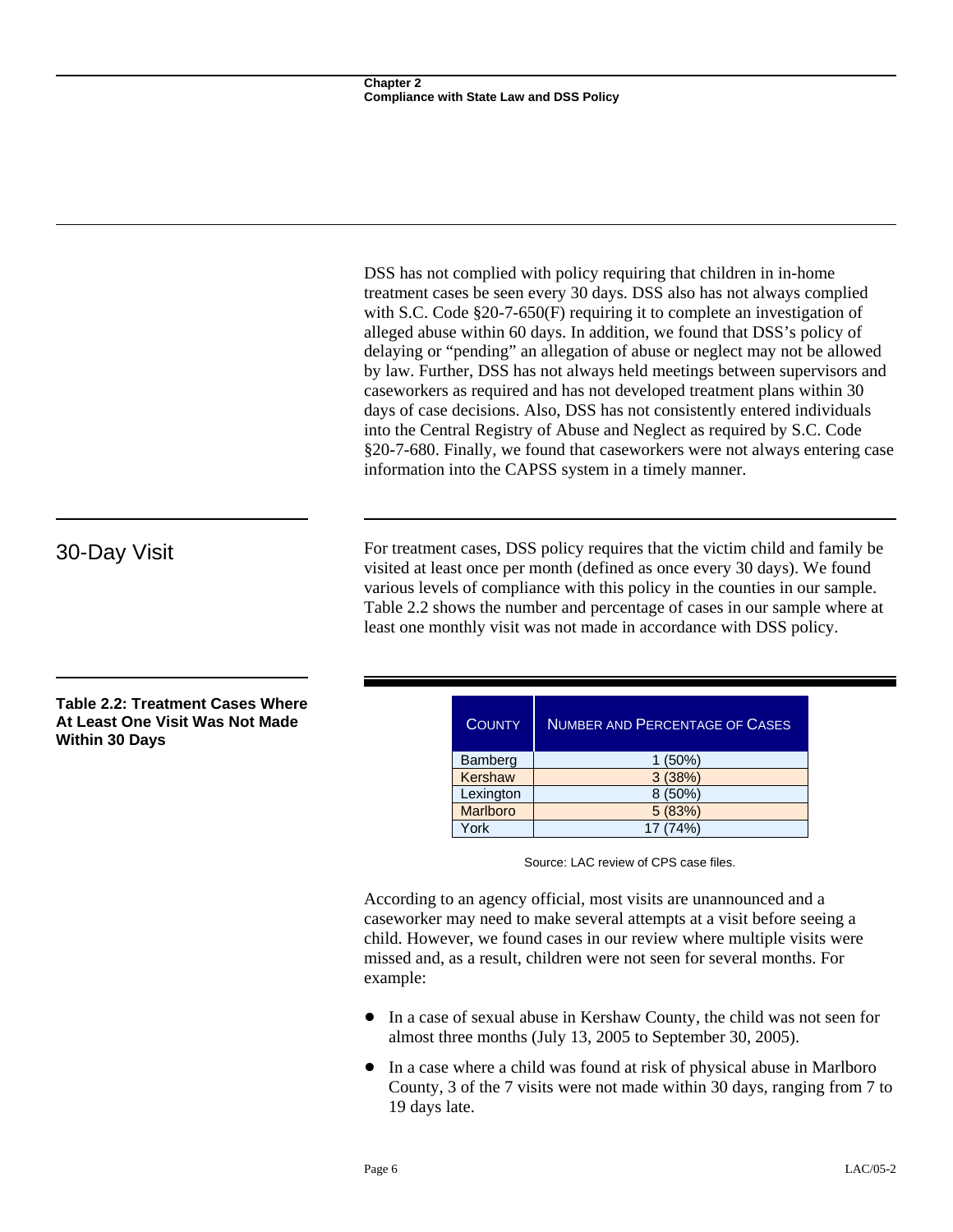DSS has not complied with policy requiring that children in in-home treatment cases be seen every 30 days. DSS also has not always complied with S.C. Code §20-7-650(F) requiring it to complete an investigation of alleged abuse within 60 days. In addition, we found that DSS's policy of delaying or "pending" an allegation of abuse or neglect may not be allowed by law. Further, DSS has not always held meetings between supervisors and caseworkers as required and has not developed treatment plans within 30 days of case decisions. Also, DSS has not consistently entered individuals into the Central Registry of Abuse and Neglect as required by S.C. Code §20-7-680. Finally, we found that caseworkers were not always entering case information into the CAPSS system in a timely manner.

## 30-Day Visit

For treatment cases, DSS policy requires that the victim child and family be visited at least once per month (defined as once every 30 days). We found various levels of compliance with this policy in the counties in our sample. Table 2.2 shows the number and percentage of cases in our sample where at least one monthly visit was not made in accordance with DSS policy.

**Table 2.2: Treatment Cases Where At Least One Visit Was Not Made Within 30 Days**

| County | Number and Percentage of Cases |
|---|---|
| Bamberg | 1 (50%) |
| Kershaw | 3 (38%) |
| Lexington | 8 (50%) |
| Marlboro | 5 (83%) |
| York | 17 (74%) |

Source: LAC review of CPS case files.

According to an agency official, most visits are unannounced and a caseworker may need to make several attempts at a visit before seeing a child. However, we found cases in our review where multiple visits were missed and, as a result, children were not seen for several months. For example:

- In a case of sexual abuse in Kershaw County, the child was not seen for almost three months (July 13, 2005 to September 30, 2005).
- In a case where a child was found at risk of physical abuse in Marlboro County, 3 of the 7 visits were not made within 30 days, ranging from 7 to 19 days late.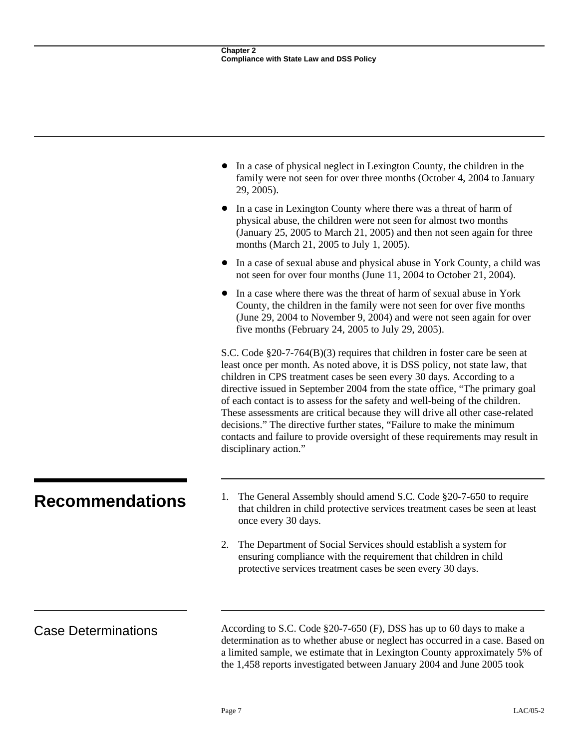- In a case of physical neglect in Lexington County, the children in the family were not seen for over three months (October 4, 2004 to January 29, 2005).
- In a case in Lexington County where there was a threat of harm of physical abuse, the children were not seen for almost two months (January 25, 2005 to March 21, 2005) and then not seen again for three months (March 21, 2005 to July 1, 2005).
- In a case of sexual abuse and physical abuse in York County, a child was not seen for over four months (June 11, 2004 to October 21, 2004).
- In a case where there was the threat of harm of sexual abuse in York County, the children in the family were not seen for over five months (June 29, 2004 to November 9, 2004) and were not seen again for over five months (February 24, 2005 to July 29, 2005).

S.C. Code §20-7-764(B)(3) requires that children in foster care be seen at least once per month. As noted above, it is DSS policy, not state law, that children in CPS treatment cases be seen every 30 days. According to a directive issued in September 2004 from the state office, "The primary goal of each contact is to assess for the safety and well-being of the children. These assessments are critical because they will drive all other case-related decisions." The directive further states, "Failure to make the minimum contacts and failure to provide oversight of these requirements may result in disciplinary action."

## Recommendations

1. The General Assembly should amend S.C. Code §20-7-650 to require that children in child protective services treatment cases be seen at least once every 30 days.
2. The Department of Social Services should establish a system for ensuring compliance with the requirement that children in child protective services treatment cases be seen every 30 days.

## Case Determinations

According to S.C. Code §20-7-650 (F), DSS has up to 60 days to make a determination as to whether abuse or neglect has occurred in a case. Based on a limited sample, we estimate that in Lexington County approximately 5% of the 1,458 reports investigated between January 2004 and June 2005 took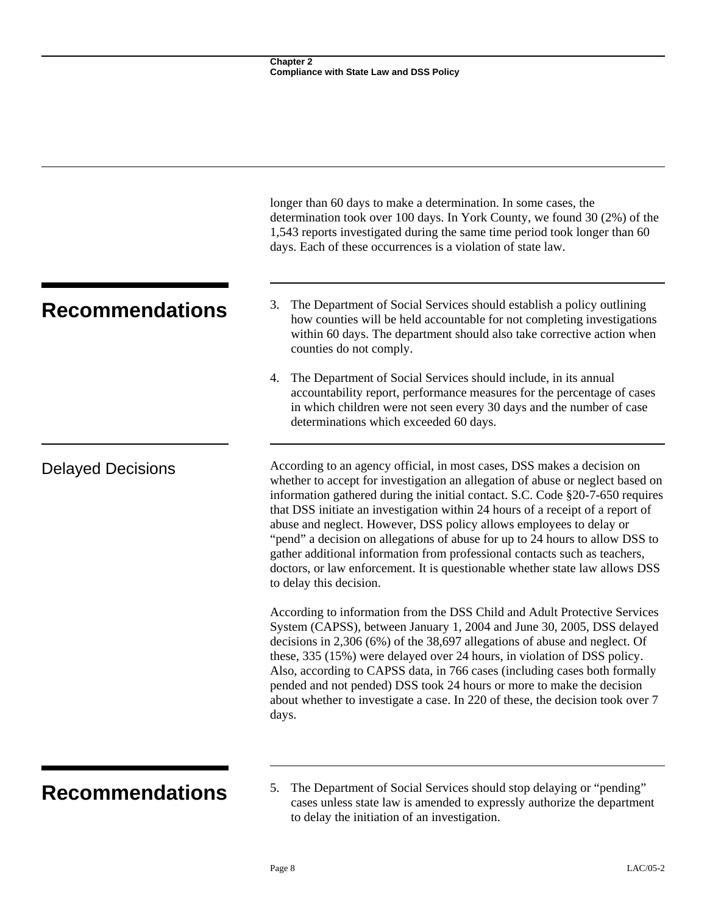longer than 60 days to make a determination. In some cases, the determination took over 100 days. In York County, we found 30 (2%) of the 1,543 reports investigated during the same time period took longer than 60 days. Each of these occurrences is a violation of state law.

## Recommendations

3. The Department of Social Services should establish a policy outlining how counties will be held accountable for not completing investigations within 60 days. The department should also take corrective action when counties do not comply.

4. The Department of Social Services should include, in its annual accountability report, performance measures for the percentage of cases in which children were not seen every 30 days and the number of case determinations which exceeded 60 days.

### Delayed Decisions

According to an agency official, in most cases, DSS makes a decision on whether to accept for investigation an allegation of abuse or neglect based on information gathered during the initial contact. S.C. Code §20-7-650 requires that DSS initiate an investigation within 24 hours of a receipt of a report of abuse and neglect. However, DSS policy allows employees to delay or "pend" a decision on allegations of abuse for up to 24 hours to allow DSS to gather additional information from professional contacts such as teachers, doctors, or law enforcement. It is questionable whether state law allows DSS to delay this decision.

According to information from the DSS Child and Adult Protective Services System (CAPSS), between January 1, 2004 and June 30, 2005, DSS delayed decisions in 2,306 (6%) of the 38,697 allegations of abuse and neglect. Of these, 335 (15%) were delayed over 24 hours, in violation of DSS policy. Also, according to CAPSS data, in 766 cases (including cases both formally pended and not pended) DSS took 24 hours or more to make the decision about whether to investigate a case. In 220 of these, the decision took over 7 days.

## Recommendations

5. The Department of Social Services should stop delaying or "pending" cases unless state law is amended to expressly authorize the department to delay the initiation of an investigation.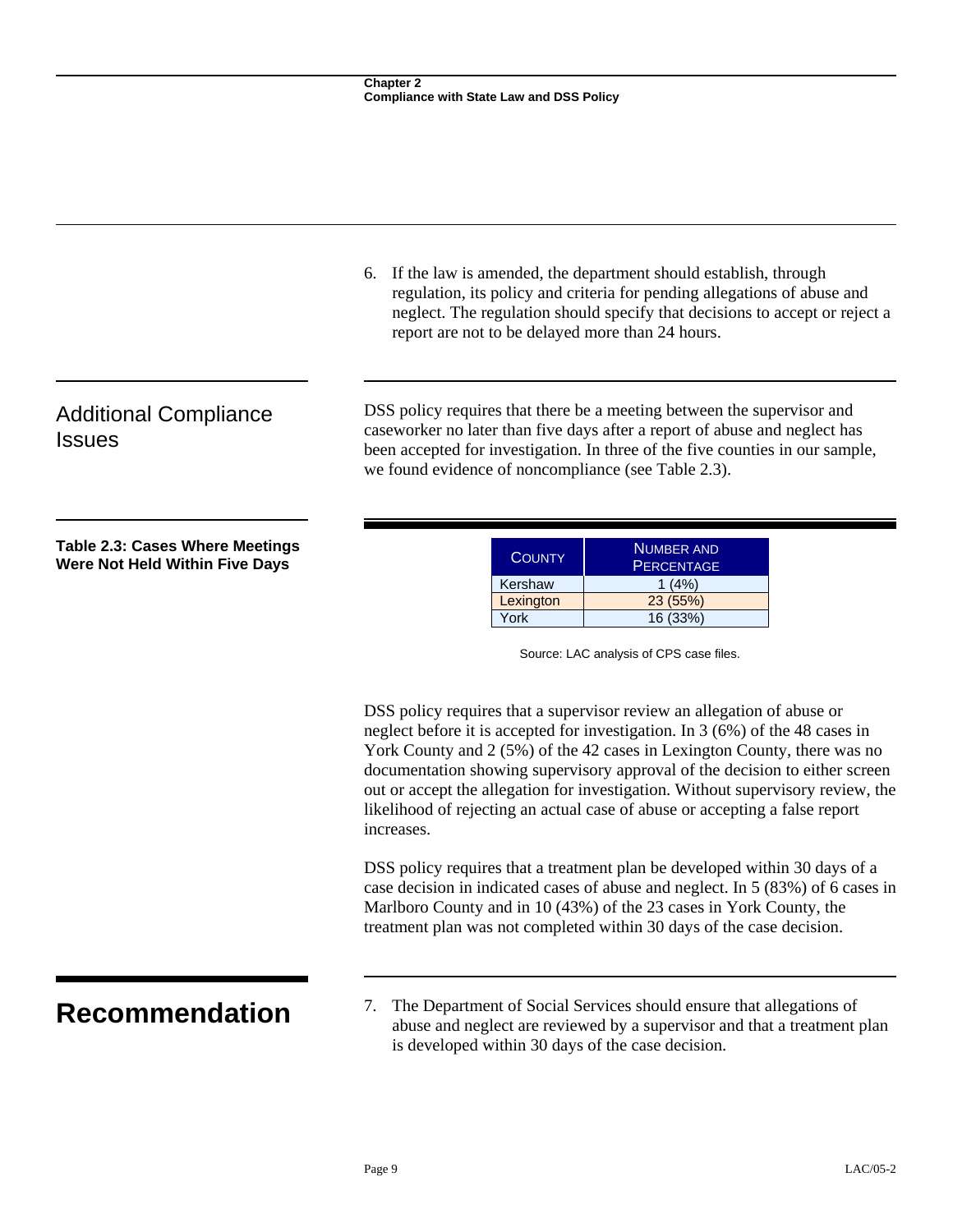6. If the law is amended, the department should establish, through regulation, its policy and criteria for pending allegations of abuse and neglect. The regulation should specify that decisions to accept or reject a report are not to be delayed more than 24 hours.

## Additional Compliance Issues

DSS policy requires that there be a meeting between the supervisor and caseworker no later than five days after a report of abuse and neglect has been accepted for investigation. In three of the five counties in our sample, we found evidence of noncompliance (see Table 2.3).

**Table 2.3: Cases Where Meetings Were Not Held Within Five Days**

| County | Number and Percentage |
|---|---|
| Kershaw | 1 (4%) |
| Lexington | 23 (55%) |
| York | 16 (33%) |

Source: LAC analysis of CPS case files.

DSS policy requires that a supervisor review an allegation of abuse or neglect before it is accepted for investigation. In 3 (6%) of the 48 cases in York County and 2 (5%) of the 42 cases in Lexington County, there was no documentation showing supervisory approval of the decision to either screen out or accept the allegation for investigation. Without supervisory review, the likelihood of rejecting an actual case of abuse or accepting a false report increases.

DSS policy requires that a treatment plan be developed within 30 days of a case decision in indicated cases of abuse and neglect. In 5 (83%) of 6 cases in Marlboro County and in 10 (43%) of the 23 cases in York County, the treatment plan was not completed within 30 days of the case decision.

# Recommendation

7. The Department of Social Services should ensure that allegations of abuse and neglect are reviewed by a supervisor and that a treatment plan is developed within 30 days of the case decision.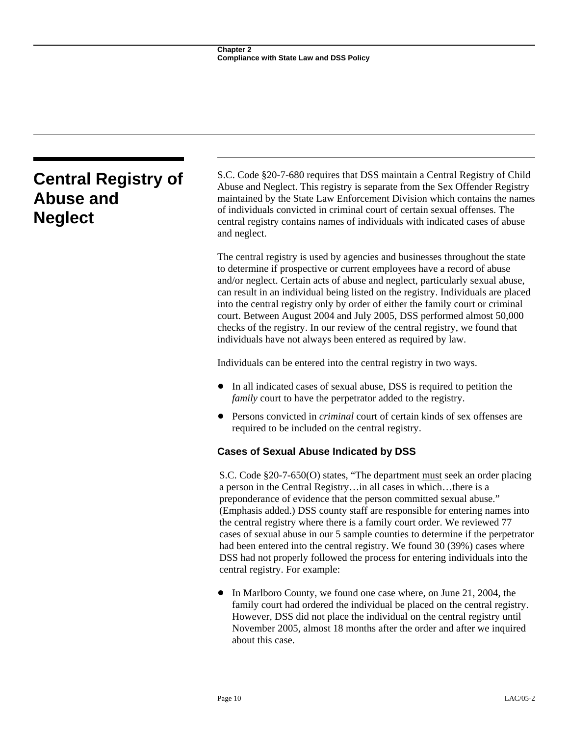## Central Registry of Abuse and Neglect

S.C. Code §20-7-680 requires that DSS maintain a Central Registry of Child Abuse and Neglect. This registry is separate from the Sex Offender Registry maintained by the State Law Enforcement Division which contains the names of individuals convicted in criminal court of certain sexual offenses. The central registry contains names of individuals with indicated cases of abuse and neglect.

The central registry is used by agencies and businesses throughout the state to determine if prospective or current employees have a record of abuse and/or neglect. Certain acts of abuse and neglect, particularly sexual abuse, can result in an individual being listed on the registry. Individuals are placed into the central registry only by order of either the family court or criminal court. Between August 2004 and July 2005, DSS performed almost 50,000 checks of the registry. In our review of the central registry, we found that individuals have not always been entered as required by law.

Individuals can be entered into the central registry in two ways.

- In all indicated cases of sexual abuse, DSS is required to petition the *family* court to have the perpetrator added to the registry.
- Persons convicted in *criminal* court of certain kinds of sex offenses are required to be included on the central registry.

### Cases of Sexual Abuse Indicated by DSS

S.C. Code §20-7-650(O) states, "The department must seek an order placing a person in the Central Registry…in all cases in which…there is a preponderance of evidence that the person committed sexual abuse." (Emphasis added.) DSS county staff are responsible for entering names into the central registry where there is a family court order. We reviewed 77 cases of sexual abuse in our 5 sample counties to determine if the perpetrator had been entered into the central registry. We found 30 (39%) cases where DSS had not properly followed the process for entering individuals into the central registry. For example:

- In Marlboro County, we found one case where, on June 21, 2004, the family court had ordered the individual be placed on the central registry. However, DSS did not place the individual on the central registry until November 2005, almost 18 months after the order and after we inquired about this case.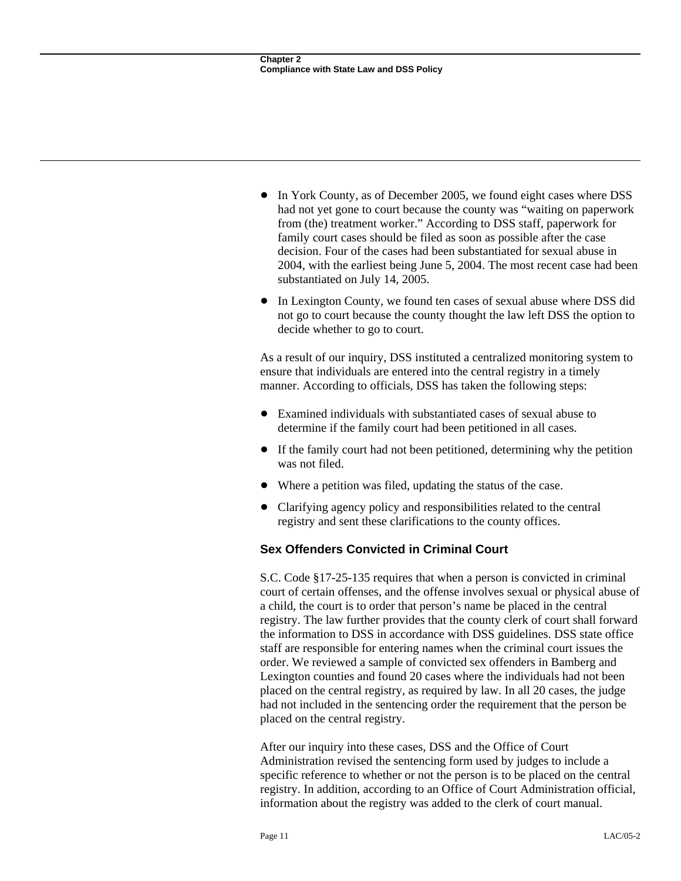- In York County, as of December 2005, we found eight cases where DSS had not yet gone to court because the county was "waiting on paperwork from (the) treatment worker." According to DSS staff, paperwork for family court cases should be filed as soon as possible after the case decision. Four of the cases had been substantiated for sexual abuse in 2004, with the earliest being June 5, 2004. The most recent case had been substantiated on July 14, 2005.
- In Lexington County, we found ten cases of sexual abuse where DSS did not go to court because the county thought the law left DSS the option to decide whether to go to court.

As a result of our inquiry, DSS instituted a centralized monitoring system to ensure that individuals are entered into the central registry in a timely manner. According to officials, DSS has taken the following steps:

- Examined individuals with substantiated cases of sexual abuse to determine if the family court had been petitioned in all cases.
- If the family court had not been petitioned, determining why the petition was not filed.
- Where a petition was filed, updating the status of the case.
- Clarifying agency policy and responsibilities related to the central registry and sent these clarifications to the county offices.

### Sex Offenders Convicted in Criminal Court

S.C. Code §17-25-135 requires that when a person is convicted in criminal court of certain offenses, and the offense involves sexual or physical abuse of a child, the court is to order that person's name be placed in the central registry. The law further provides that the county clerk of court shall forward the information to DSS in accordance with DSS guidelines. DSS state office staff are responsible for entering names when the criminal court issues the order. We reviewed a sample of convicted sex offenders in Bamberg and Lexington counties and found 20 cases where the individuals had not been placed on the central registry, as required by law. In all 20 cases, the judge had not included in the sentencing order the requirement that the person be placed on the central registry.

After our inquiry into these cases, DSS and the Office of Court Administration revised the sentencing form used by judges to include a specific reference to whether or not the person is to be placed on the central registry. In addition, according to an Office of Court Administration official, information about the registry was added to the clerk of court manual.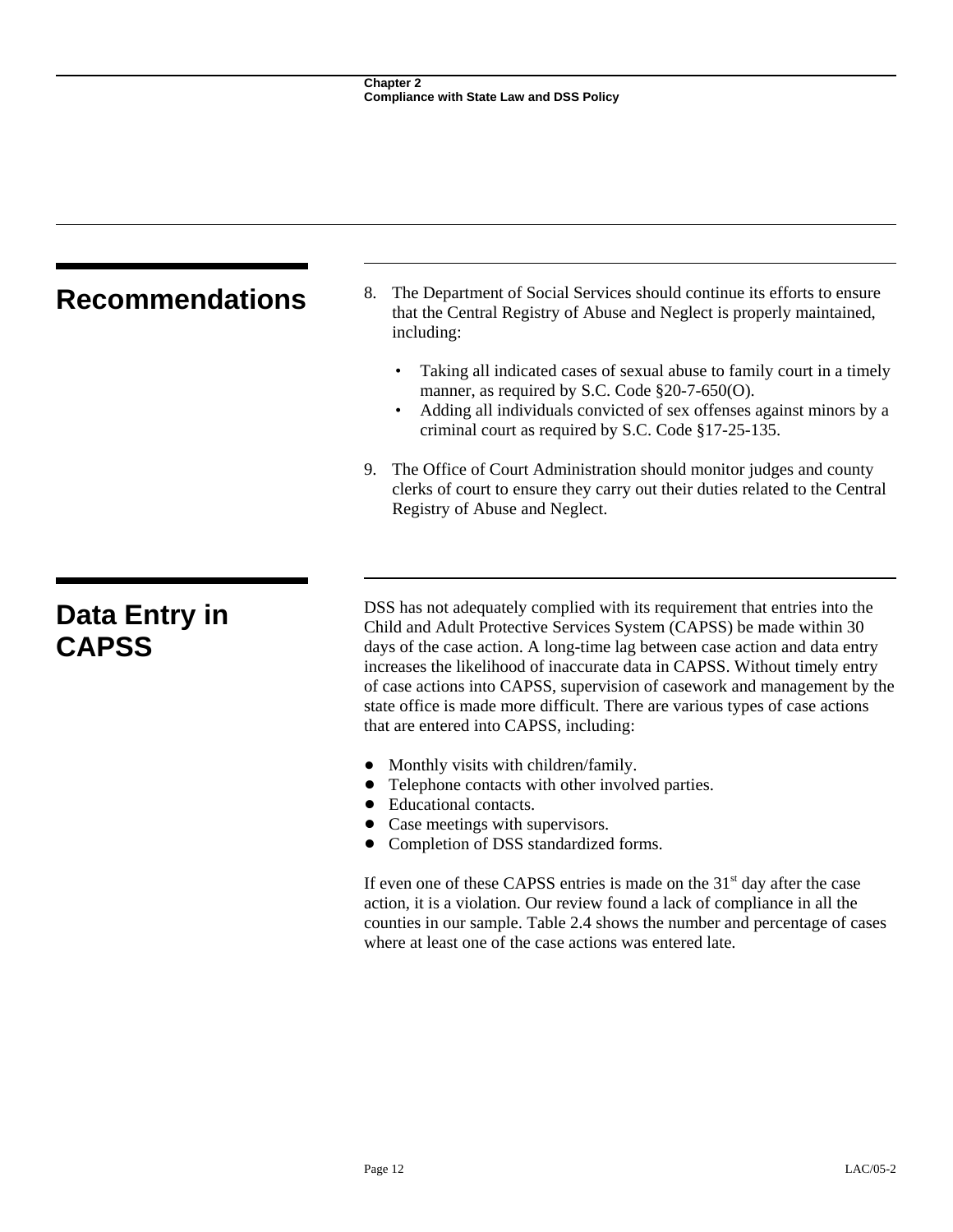## Recommendations

8. The Department of Social Services should continue its efforts to ensure that the Central Registry of Abuse and Neglect is properly maintained, including:

   - Taking all indicated cases of sexual abuse to family court in a timely manner, as required by S.C. Code §20-7-650(O).
   - Adding all individuals convicted of sex offenses against minors by a criminal court as required by S.C. Code §17-25-135.

9. The Office of Court Administration should monitor judges and county clerks of court to ensure they carry out their duties related to the Central Registry of Abuse and Neglect.

## Data Entry in CAPSS

DSS has not adequately complied with its requirement that entries into the Child and Adult Protective Services System (CAPSS) be made within 30 days of the case action. A long-time lag between case action and data entry increases the likelihood of inaccurate data in CAPSS. Without timely entry of case actions into CAPSS, supervision of casework and management by the state office is made more difficult. There are various types of case actions that are entered into CAPSS, including:

- Monthly visits with children/family.
- Telephone contacts with other involved parties.
- Educational contacts.
- Case meetings with supervisors.
- Completion of DSS standardized forms.

If even one of these CAPSS entries is made on the 31st day after the case action, it is a violation. Our review found a lack of compliance in all the counties in our sample. Table 2.4 shows the number and percentage of cases where at least one of the case actions was entered late.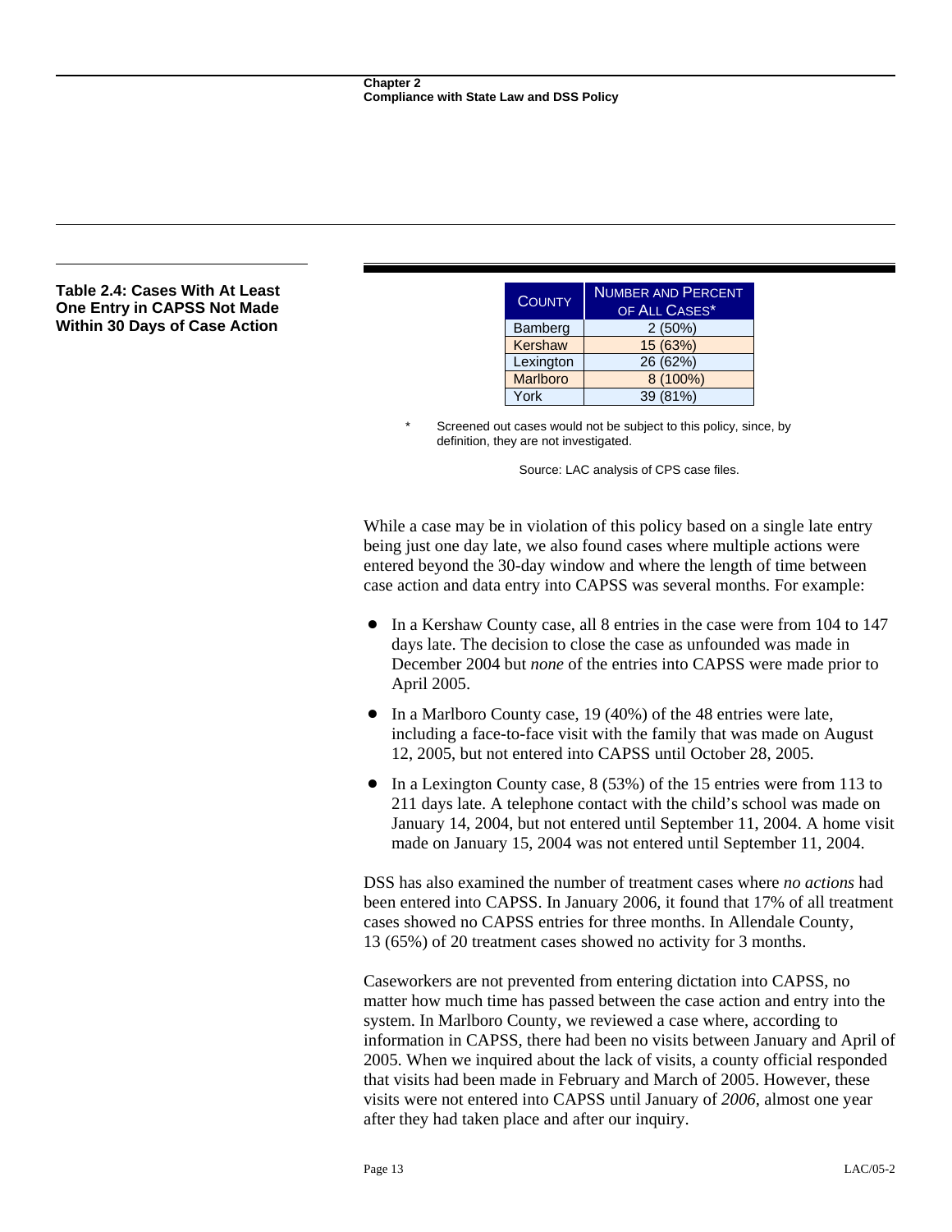**Table 2.4: Cases With At Least One Entry in CAPSS Not Made Within 30 Days of Case Action**

| County | Number and Percent of All Cases* |
|---|---|
| Bamberg | 2 (50%) |
| Kershaw | 15 (63%) |
| Lexington | 26 (62%) |
| Marlboro | 8 (100%) |
| York | 39 (81%) |

\* Screened out cases would not be subject to this policy, since, by definition, they are not investigated.

Source: LAC analysis of CPS case files.

While a case may be in violation of this policy based on a single late entry being just one day late, we also found cases where multiple actions were entered beyond the 30-day window and where the length of time between case action and data entry into CAPSS was several months. For example:

- In a Kershaw County case, all 8 entries in the case were from 104 to 147 days late. The decision to close the case as unfounded was made in December 2004 but *none* of the entries into CAPSS were made prior to April 2005.
- In a Marlboro County case, 19 (40%) of the 48 entries were late, including a face-to-face visit with the family that was made on August 12, 2005, but not entered into CAPSS until October 28, 2005.
- In a Lexington County case, 8 (53%) of the 15 entries were from 113 to 211 days late. A telephone contact with the child's school was made on January 14, 2004, but not entered until September 11, 2004. A home visit made on January 15, 2004 was not entered until September 11, 2004.

DSS has also examined the number of treatment cases where *no actions* had been entered into CAPSS. In January 2006, it found that 17% of all treatment cases showed no CAPSS entries for three months. In Allendale County, 13 (65%) of 20 treatment cases showed no activity for 3 months.

Caseworkers are not prevented from entering dictation into CAPSS, no matter how much time has passed between the case action and entry into the system. In Marlboro County, we reviewed a case where, according to information in CAPSS, there had been no visits between January and April of 2005. When we inquired about the lack of visits, a county official responded that visits had been made in February and March of 2005. However, these visits were not entered into CAPSS until January of *2006*, almost one year after they had taken place and after our inquiry.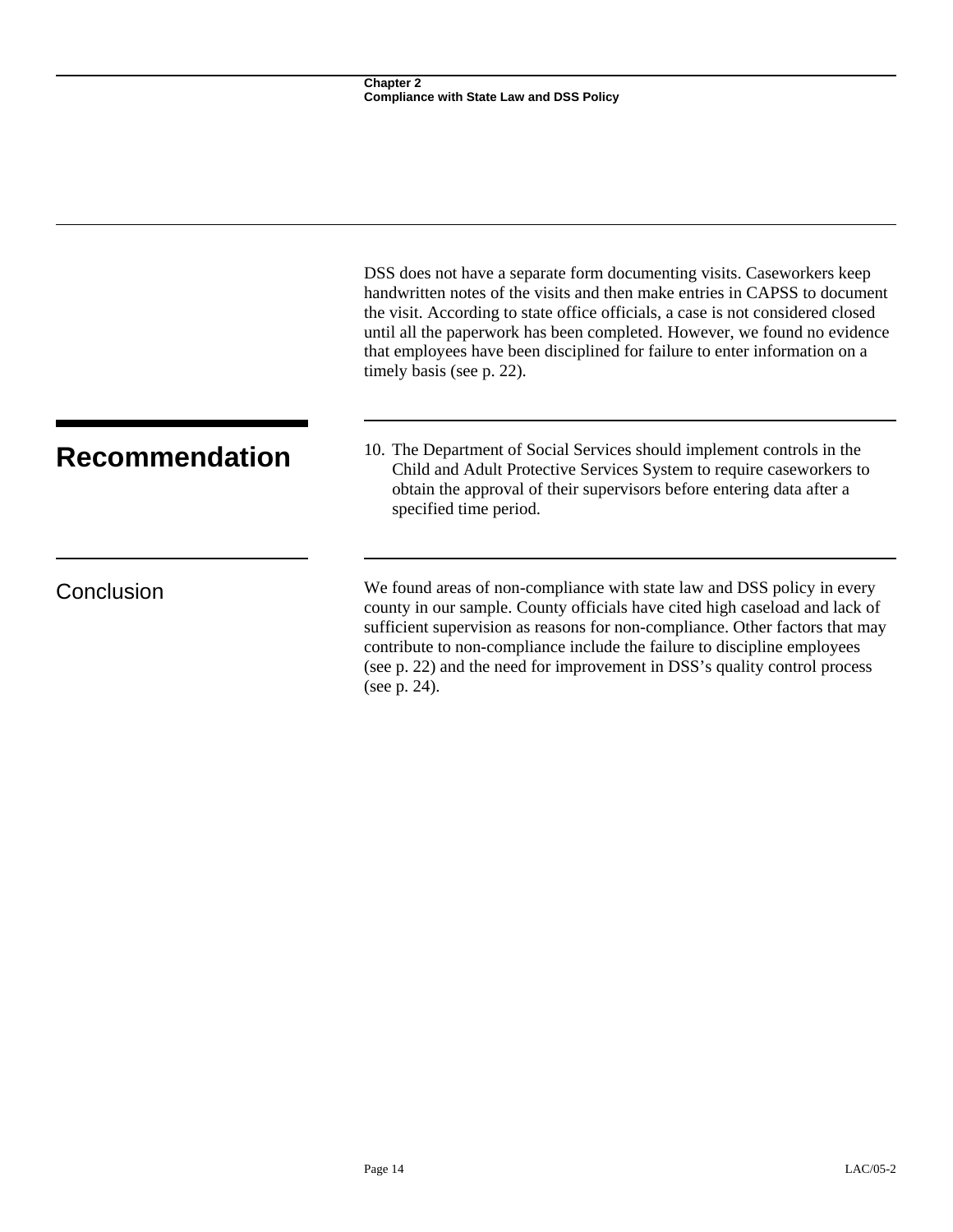DSS does not have a separate form documenting visits. Caseworkers keep handwritten notes of the visits and then make entries in CAPSS to document the visit. According to state office officials, a case is not considered closed until all the paperwork has been completed. However, we found no evidence that employees have been disciplined for failure to enter information on a timely basis (see p. 22).

## Recommendation

10. The Department of Social Services should implement controls in the Child and Adult Protective Services System to require caseworkers to obtain the approval of their supervisors before entering data after a specified time period.

## Conclusion

We found areas of non-compliance with state law and DSS policy in every county in our sample. County officials have cited high caseload and lack of sufficient supervision as reasons for non-compliance. Other factors that may contribute to non-compliance include the failure to discipline employees (see p. 22) and the need for improvement in DSS's quality control process (see p. 24).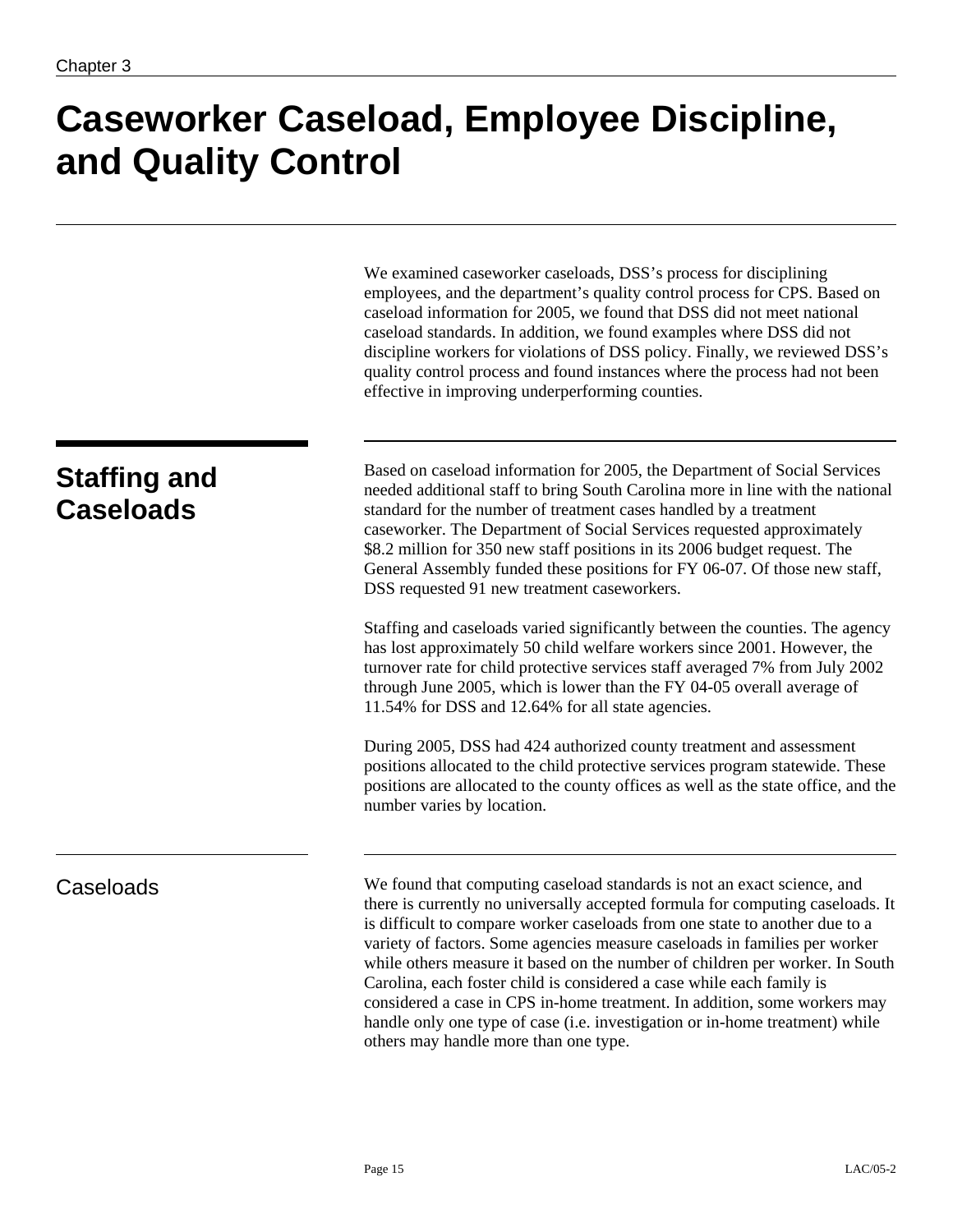# Caseworker Caseload, Employee Discipline, and Quality Control

We examined caseworker caseloads, DSS's process for disciplining employees, and the department's quality control process for CPS. Based on caseload information for 2005, we found that DSS did not meet national caseload standards. In addition, we found examples where DSS did not discipline workers for violations of DSS policy. Finally, we reviewed DSS's quality control process and found instances where the process had not been effective in improving underperforming counties.

## Staffing and Caseloads

Based on caseload information for 2005, the Department of Social Services needed additional staff to bring South Carolina more in line with the national standard for the number of treatment cases handled by a treatment caseworker. The Department of Social Services requested approximately $8.2 million for 350 new staff positions in its 2006 budget request. The General Assembly funded these positions for FY 06-07. Of those new staff, DSS requested 91 new treatment caseworkers.

Staffing and caseloads varied significantly between the counties. The agency has lost approximately 50 child welfare workers since 2001. However, the turnover rate for child protective services staff averaged 7% from July 2002 through June 2005, which is lower than the FY 04-05 overall average of 11.54% for DSS and 12.64% for all state agencies.

During 2005, DSS had 424 authorized county treatment and assessment positions allocated to the child protective services program statewide. These positions are allocated to the county offices as well as the state office, and the number varies by location.

### Caseloads

We found that computing caseload standards is not an exact science, and there is currently no universally accepted formula for computing caseloads. It is difficult to compare worker caseloads from one state to another due to a variety of factors. Some agencies measure caseloads in families per worker while others measure it based on the number of children per worker. In South Carolina, each foster child is considered a case while each family is considered a case in CPS in-home treatment. In addition, some workers may handle only one type of case (i.e. investigation or in-home treatment) while others may handle more than one type.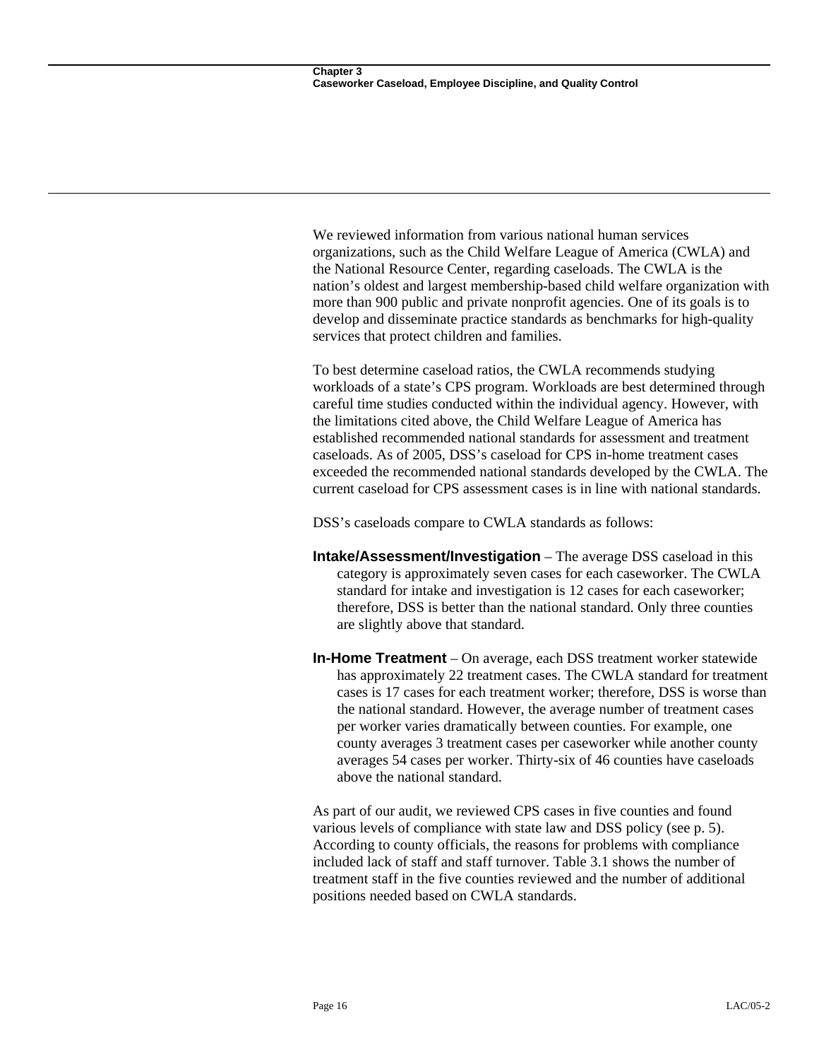We reviewed information from various national human services organizations, such as the Child Welfare League of America (CWLA) and the National Resource Center, regarding caseloads. The CWLA is the nation's oldest and largest membership-based child welfare organization with more than 900 public and private nonprofit agencies. One of its goals is to develop and disseminate practice standards as benchmarks for high-quality services that protect children and families.

To best determine caseload ratios, the CWLA recommends studying workloads of a state's CPS program. Workloads are best determined through careful time studies conducted within the individual agency. However, with the limitations cited above, the Child Welfare League of America has established recommended national standards for assessment and treatment caseloads. As of 2005, DSS's caseload for CPS in-home treatment cases exceeded the recommended national standards developed by the CWLA. The current caseload for CPS assessment cases is in line with national standards.

DSS's caseloads compare to CWLA standards as follows:

**Intake/Assessment/Investigation** – The average DSS caseload in this category is approximately seven cases for each caseworker. The CWLA standard for intake and investigation is 12 cases for each caseworker; therefore, DSS is better than the national standard. Only three counties are slightly above that standard.

**In-Home Treatment** – On average, each DSS treatment worker statewide has approximately 22 treatment cases. The CWLA standard for treatment cases is 17 cases for each treatment worker; therefore, DSS is worse than the national standard. However, the average number of treatment cases per worker varies dramatically between counties. For example, one county averages 3 treatment cases per caseworker while another county averages 54 cases per worker. Thirty-six of 46 counties have caseloads above the national standard.

As part of our audit, we reviewed CPS cases in five counties and found various levels of compliance with state law and DSS policy (see p. 5). According to county officials, the reasons for problems with compliance included lack of staff and staff turnover. Table 3.1 shows the number of treatment staff in the five counties reviewed and the number of additional positions needed based on CWLA standards.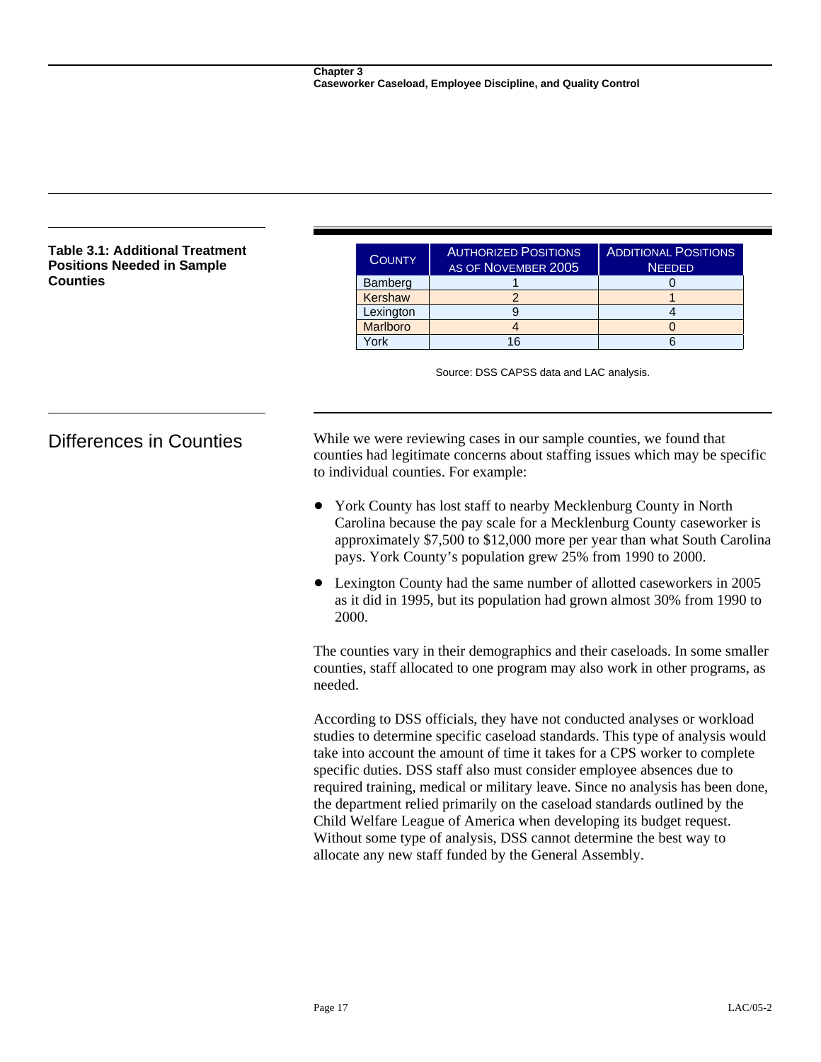**Table 3.1: Additional Treatment Positions Needed in Sample Counties**

| County | Authorized Positions as of November 2005 | Additional Positions Needed |
| --- | --- | --- |
| Bamberg | 1 | 0 |
| Kershaw | 2 | 1 |
| Lexington | 9 | 4 |
| Marlboro | 4 | 0 |
| York | 16 | 6 |

Source: DSS CAPSS data and LAC analysis.

## Differences in Counties

While we were reviewing cases in our sample counties, we found that counties had legitimate concerns about staffing issues which may be specific to individual counties. For example:

- York County has lost staff to nearby Mecklenburg County in North Carolina because the pay scale for a Mecklenburg County caseworker is approximately $7,500 to $12,000 more per year than what South Carolina pays. York County's population grew 25% from 1990 to 2000.
- Lexington County had the same number of allotted caseworkers in 2005 as it did in 1995, but its population had grown almost 30% from 1990 to 2000.

The counties vary in their demographics and their caseloads. In some smaller counties, staff allocated to one program may also work in other programs, as needed.

According to DSS officials, they have not conducted analyses or workload studies to determine specific caseload standards. This type of analysis would take into account the amount of time it takes for a CPS worker to complete specific duties. DSS staff also must consider employee absences due to required training, medical or military leave. Since no analysis has been done, the department relied primarily on the caseload standards outlined by the Child Welfare League of America when developing its budget request. Without some type of analysis, DSS cannot determine the best way to allocate any new staff funded by the General Assembly.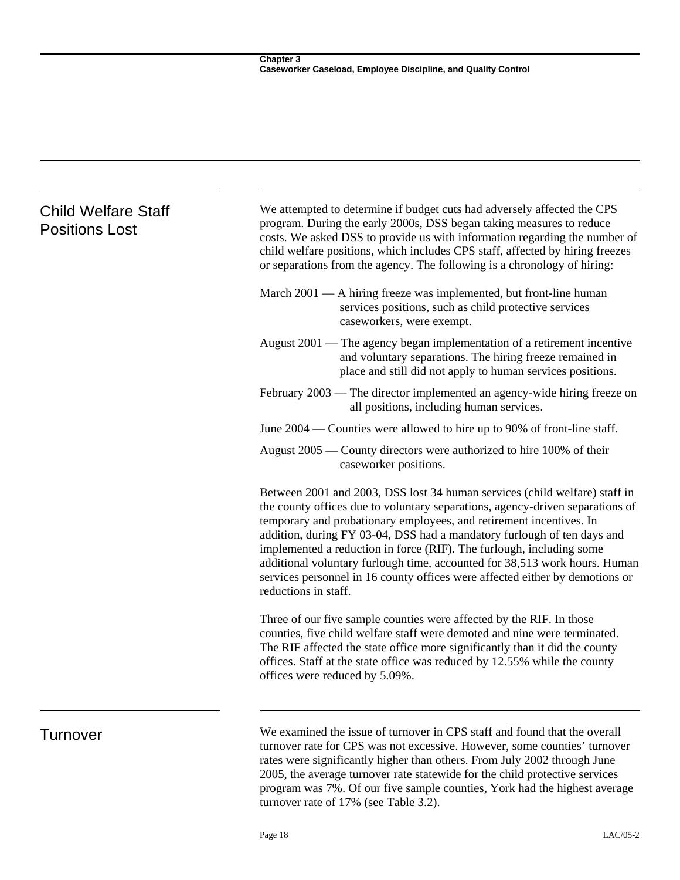## Child Welfare Staff Positions Lost

We attempted to determine if budget cuts had adversely affected the CPS program. During the early 2000s, DSS began taking measures to reduce costs. We asked DSS to provide us with information regarding the number of child welfare positions, which includes CPS staff, affected by hiring freezes or separations from the agency. The following is a chronology of hiring:

March 2001 — A hiring freeze was implemented, but front-line human services positions, such as child protective services caseworkers, were exempt.

August 2001 — The agency began implementation of a retirement incentive and voluntary separations. The hiring freeze remained in place and still did not apply to human services positions.

February 2003 — The director implemented an agency-wide hiring freeze on all positions, including human services.

June 2004 — Counties were allowed to hire up to 90% of front-line staff.

August 2005 — County directors were authorized to hire 100% of their caseworker positions.

Between 2001 and 2003, DSS lost 34 human services (child welfare) staff in the county offices due to voluntary separations, agency-driven separations of temporary and probationary employees, and retirement incentives. In addition, during FY 03-04, DSS had a mandatory furlough of ten days and implemented a reduction in force (RIF). The furlough, including some additional voluntary furlough time, accounted for 38,513 work hours. Human services personnel in 16 county offices were affected either by demotions or reductions in staff.

Three of our five sample counties were affected by the RIF. In those counties, five child welfare staff were demoted and nine were terminated. The RIF affected the state office more significantly than it did the county offices. Staff at the state office was reduced by 12.55% while the county offices were reduced by 5.09%.

## Turnover

We examined the issue of turnover in CPS staff and found that the overall turnover rate for CPS was not excessive. However, some counties' turnover rates were significantly higher than others. From July 2002 through June 2005, the average turnover rate statewide for the child protective services program was 7%. Of our five sample counties, York had the highest average turnover rate of 17% (see Table 3.2).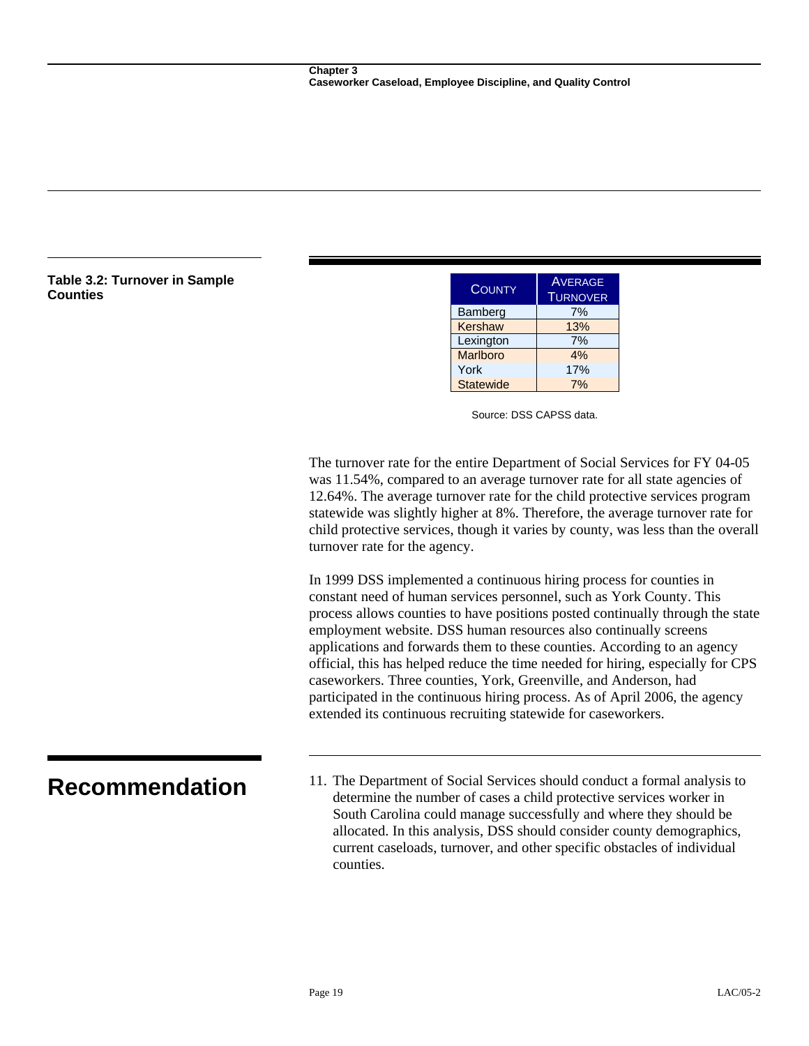**Table 3.2: Turnover in Sample Counties**

| County | Average Turnover |
|---|---|
| Bamberg | 7% |
| Kershaw | 13% |
| Lexington | 7% |
| Marlboro | 4% |
| York | 17% |
| Statewide | 7% |

Source: DSS CAPSS data.

The turnover rate for the entire Department of Social Services for FY 04-05 was 11.54%, compared to an average turnover rate for all state agencies of 12.64%. The average turnover rate for the child protective services program statewide was slightly higher at 8%. Therefore, the average turnover rate for child protective services, though it varies by county, was less than the overall turnover rate for the agency.

In 1999 DSS implemented a continuous hiring process for counties in constant need of human services personnel, such as York County. This process allows counties to have positions posted continually through the state employment website. DSS human resources also continually screens applications and forwards them to these counties. According to an agency official, this has helped reduce the time needed for hiring, especially for CPS caseworkers. Three counties, York, Greenville, and Anderson, had participated in the continuous hiring process. As of April 2006, the agency extended its continuous recruiting statewide for caseworkers.

## Recommendation

11. The Department of Social Services should conduct a formal analysis to determine the number of cases a child protective services worker in South Carolina could manage successfully and where they should be allocated. In this analysis, DSS should consider county demographics, current caseloads, turnover, and other specific obstacles of individual counties.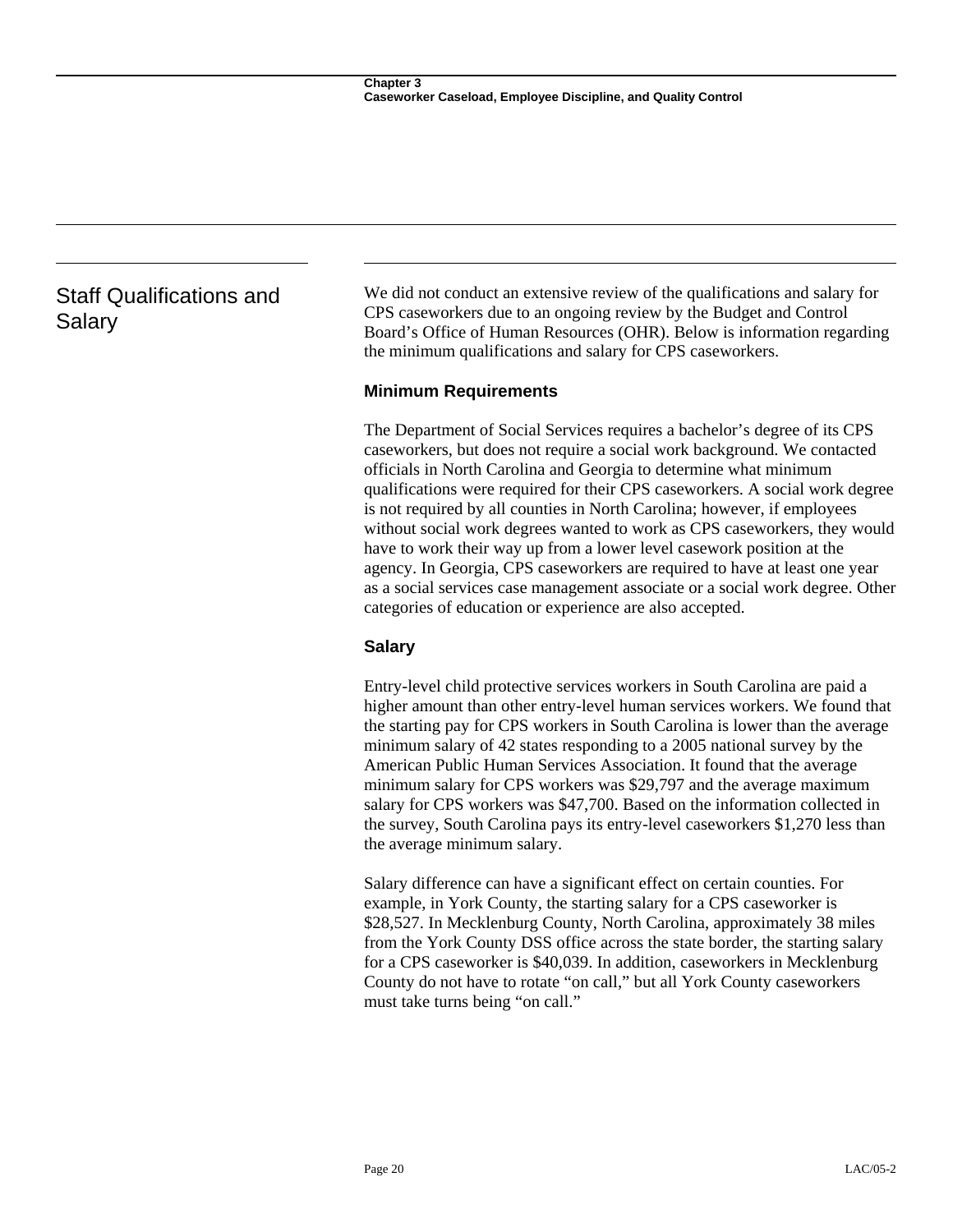## Staff Qualifications and Salary

We did not conduct an extensive review of the qualifications and salary for CPS caseworkers due to an ongoing review by the Budget and Control Board's Office of Human Resources (OHR). Below is information regarding the minimum qualifications and salary for CPS caseworkers.

### Minimum Requirements

The Department of Social Services requires a bachelor's degree of its CPS caseworkers, but does not require a social work background. We contacted officials in North Carolina and Georgia to determine what minimum qualifications were required for their CPS caseworkers. A social work degree is not required by all counties in North Carolina; however, if employees without social work degrees wanted to work as CPS caseworkers, they would have to work their way up from a lower level casework position at the agency. In Georgia, CPS caseworkers are required to have at least one year as a social services case management associate or a social work degree. Other categories of education or experience are also accepted.

### Salary

Entry-level child protective services workers in South Carolina are paid a higher amount than other entry-level human services workers. We found that the starting pay for CPS workers in South Carolina is lower than the average minimum salary of 42 states responding to a 2005 national survey by the American Public Human Services Association. It found that the average minimum salary for CPS workers was $29,797 and the average maximum salary for CPS workers was $47,700. Based on the information collected in the survey, South Carolina pays its entry-level caseworkers $1,270 less than the average minimum salary.

Salary difference can have a significant effect on certain counties. For example, in York County, the starting salary for a CPS caseworker is $28,527. In Mecklenburg County, North Carolina, approximately 38 miles from the York County DSS office across the state border, the starting salary for a CPS caseworker is $40,039. In addition, caseworkers in Mecklenburg County do not have to rotate "on call," but all York County caseworkers must take turns being "on call."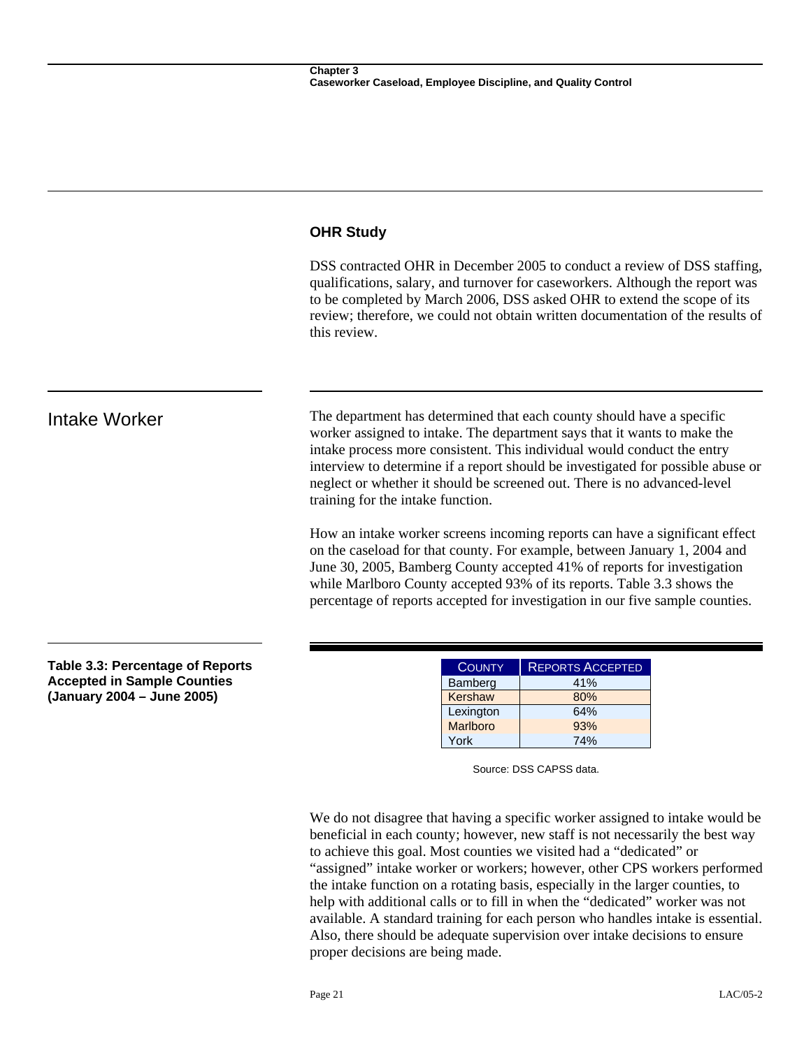### OHR Study

DSS contracted OHR in December 2005 to conduct a review of DSS staffing, qualifications, salary, and turnover for caseworkers. Although the report was to be completed by March 2006, DSS asked OHR to extend the scope of its review; therefore, we could not obtain written documentation of the results of this review.

## Intake Worker

The department has determined that each county should have a specific worker assigned to intake. The department says that it wants to make the intake process more consistent. This individual would conduct the entry interview to determine if a report should be investigated for possible abuse or neglect or whether it should be screened out. There is no advanced-level training for the intake function.

How an intake worker screens incoming reports can have a significant effect on the caseload for that county. For example, between January 1, 2004 and June 30, 2005, Bamberg County accepted 41% of reports for investigation while Marlboro County accepted 93% of its reports. Table 3.3 shows the percentage of reports accepted for investigation in our five sample counties.

**Table 3.3: Percentage of Reports Accepted in Sample Counties (January 2004 – June 2005)**

| County | Reports Accepted |
|---|---|
| Bamberg | 41% |
| Kershaw | 80% |
| Lexington | 64% |
| Marlboro | 93% |
| York | 74% |

Source: DSS CAPSS data.

We do not disagree that having a specific worker assigned to intake would be beneficial in each county; however, new staff is not necessarily the best way to achieve this goal. Most counties we visited had a "dedicated" or "assigned" intake worker or workers; however, other CPS workers performed the intake function on a rotating basis, especially in the larger counties, to help with additional calls or to fill in when the "dedicated" worker was not available. A standard training for each person who handles intake is essential. Also, there should be adequate supervision over intake decisions to ensure proper decisions are being made.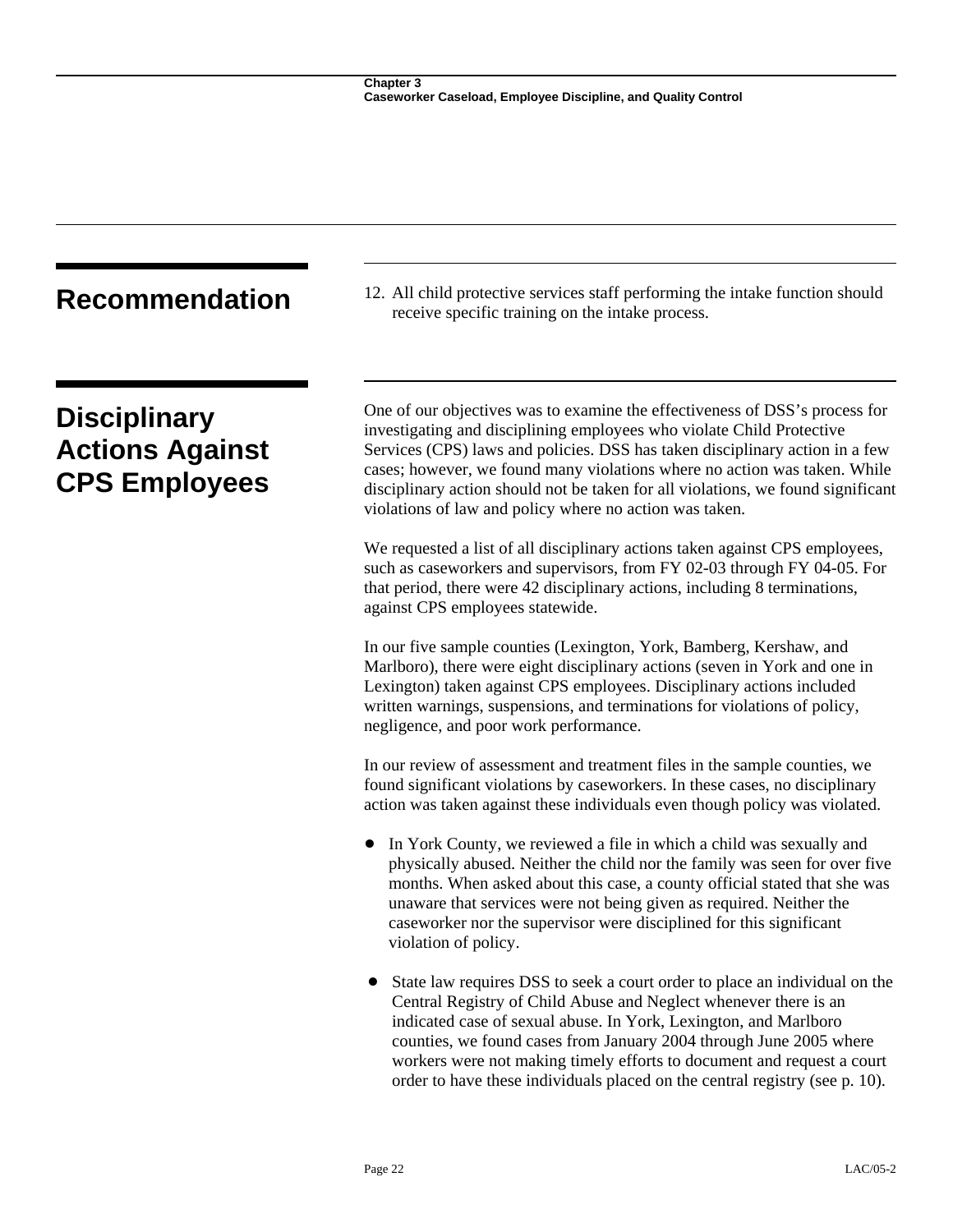## Recommendation

12. All child protective services staff performing the intake function should receive specific training on the intake process.

## Disciplinary Actions Against CPS Employees

One of our objectives was to examine the effectiveness of DSS's process for investigating and disciplining employees who violate Child Protective Services (CPS) laws and policies. DSS has taken disciplinary action in a few cases; however, we found many violations where no action was taken. While disciplinary action should not be taken for all violations, we found significant violations of law and policy where no action was taken.

We requested a list of all disciplinary actions taken against CPS employees, such as caseworkers and supervisors, from FY 02-03 through FY 04-05. For that period, there were 42 disciplinary actions, including 8 terminations, against CPS employees statewide.

In our five sample counties (Lexington, York, Bamberg, Kershaw, and Marlboro), there were eight disciplinary actions (seven in York and one in Lexington) taken against CPS employees. Disciplinary actions included written warnings, suspensions, and terminations for violations of policy, negligence, and poor work performance.

In our review of assessment and treatment files in the sample counties, we found significant violations by caseworkers. In these cases, no disciplinary action was taken against these individuals even though policy was violated.

- In York County, we reviewed a file in which a child was sexually and physically abused. Neither the child nor the family was seen for over five months. When asked about this case, a county official stated that she was unaware that services were not being given as required. Neither the caseworker nor the supervisor were disciplined for this significant violation of policy.

- State law requires DSS to seek a court order to place an individual on the Central Registry of Child Abuse and Neglect whenever there is an indicated case of sexual abuse. In York, Lexington, and Marlboro counties, we found cases from January 2004 through June 2005 where workers were not making timely efforts to document and request a court order to have these individuals placed on the central registry (see p. 10).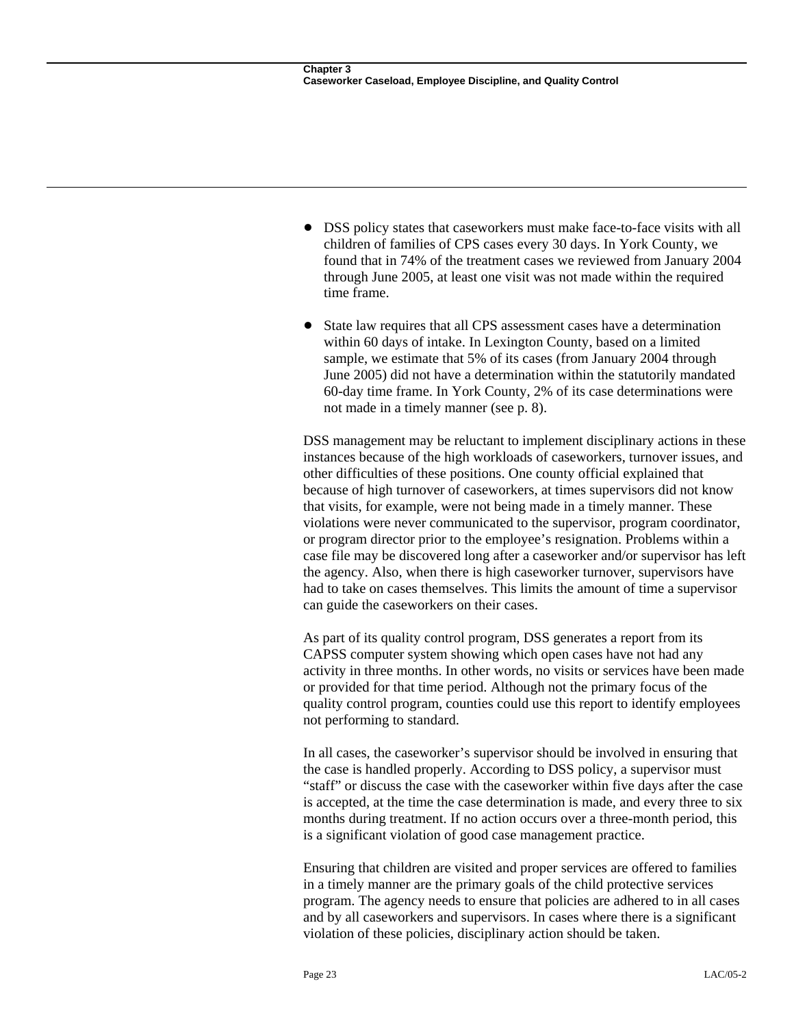- DSS policy states that caseworkers must make face-to-face visits with all children of families of CPS cases every 30 days. In York County, we found that in 74% of the treatment cases we reviewed from January 2004 through June 2005, at least one visit was not made within the required time frame.

- State law requires that all CPS assessment cases have a determination within 60 days of intake. In Lexington County, based on a limited sample, we estimate that 5% of its cases (from January 2004 through June 2005) did not have a determination within the statutorily mandated 60-day time frame. In York County, 2% of its case determinations were not made in a timely manner (see p. 8).

DSS management may be reluctant to implement disciplinary actions in these instances because of the high workloads of caseworkers, turnover issues, and other difficulties of these positions. One county official explained that because of high turnover of caseworkers, at times supervisors did not know that visits, for example, were not being made in a timely manner. These violations were never communicated to the supervisor, program coordinator, or program director prior to the employee's resignation. Problems within a case file may be discovered long after a caseworker and/or supervisor has left the agency. Also, when there is high caseworker turnover, supervisors have had to take on cases themselves. This limits the amount of time a supervisor can guide the caseworkers on their cases.

As part of its quality control program, DSS generates a report from its CAPSS computer system showing which open cases have not had any activity in three months. In other words, no visits or services have been made or provided for that time period. Although not the primary focus of the quality control program, counties could use this report to identify employees not performing to standard.

In all cases, the caseworker's supervisor should be involved in ensuring that the case is handled properly. According to DSS policy, a supervisor must "staff" or discuss the case with the caseworker within five days after the case is accepted, at the time the case determination is made, and every three to six months during treatment. If no action occurs over a three-month period, this is a significant violation of good case management practice.

Ensuring that children are visited and proper services are offered to families in a timely manner are the primary goals of the child protective services program. The agency needs to ensure that policies are adhered to in all cases and by all caseworkers and supervisors. In cases where there is a significant violation of these policies, disciplinary action should be taken.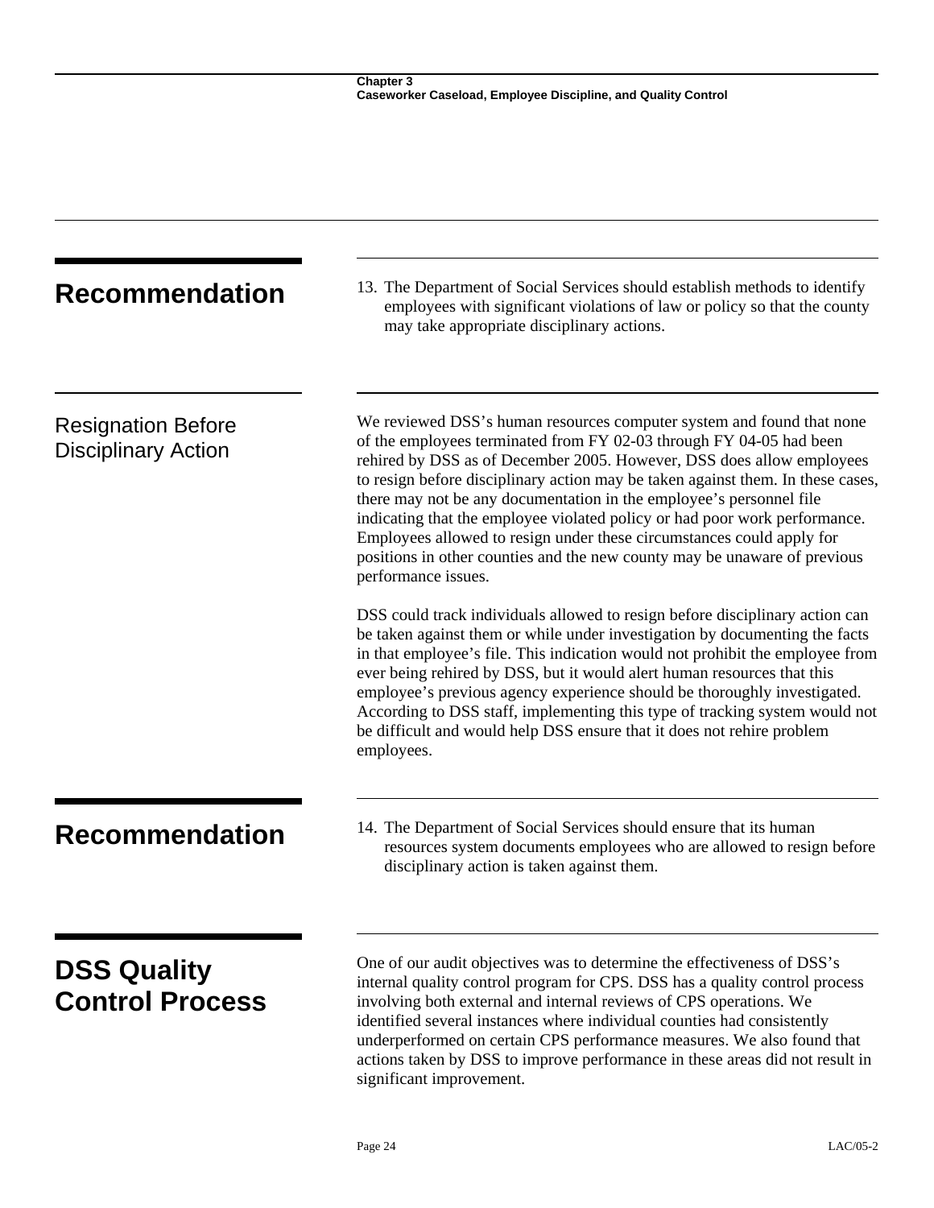## Recommendation

13. The Department of Social Services should establish methods to identify employees with significant violations of law or policy so that the county may take appropriate disciplinary actions.

### Resignation Before Disciplinary Action

We reviewed DSS's human resources computer system and found that none of the employees terminated from FY 02-03 through FY 04-05 had been rehired by DSS as of December 2005. However, DSS does allow employees to resign before disciplinary action may be taken against them. In these cases, there may not be any documentation in the employee's personnel file indicating that the employee violated policy or had poor work performance. Employees allowed to resign under these circumstances could apply for positions in other counties and the new county may be unaware of previous performance issues.

DSS could track individuals allowed to resign before disciplinary action can be taken against them or while under investigation by documenting the facts in that employee's file. This indication would not prohibit the employee from ever being rehired by DSS, but it would alert human resources that this employee's previous agency experience should be thoroughly investigated. According to DSS staff, implementing this type of tracking system would not be difficult and would help DSS ensure that it does not rehire problem employees.

## Recommendation

14. The Department of Social Services should ensure that its human resources system documents employees who are allowed to resign before disciplinary action is taken against them.

## DSS Quality Control Process

One of our audit objectives was to determine the effectiveness of DSS's internal quality control program for CPS. DSS has a quality control process involving both external and internal reviews of CPS operations. We identified several instances where individual counties had consistently underperformed on certain CPS performance measures. We also found that actions taken by DSS to improve performance in these areas did not result in significant improvement.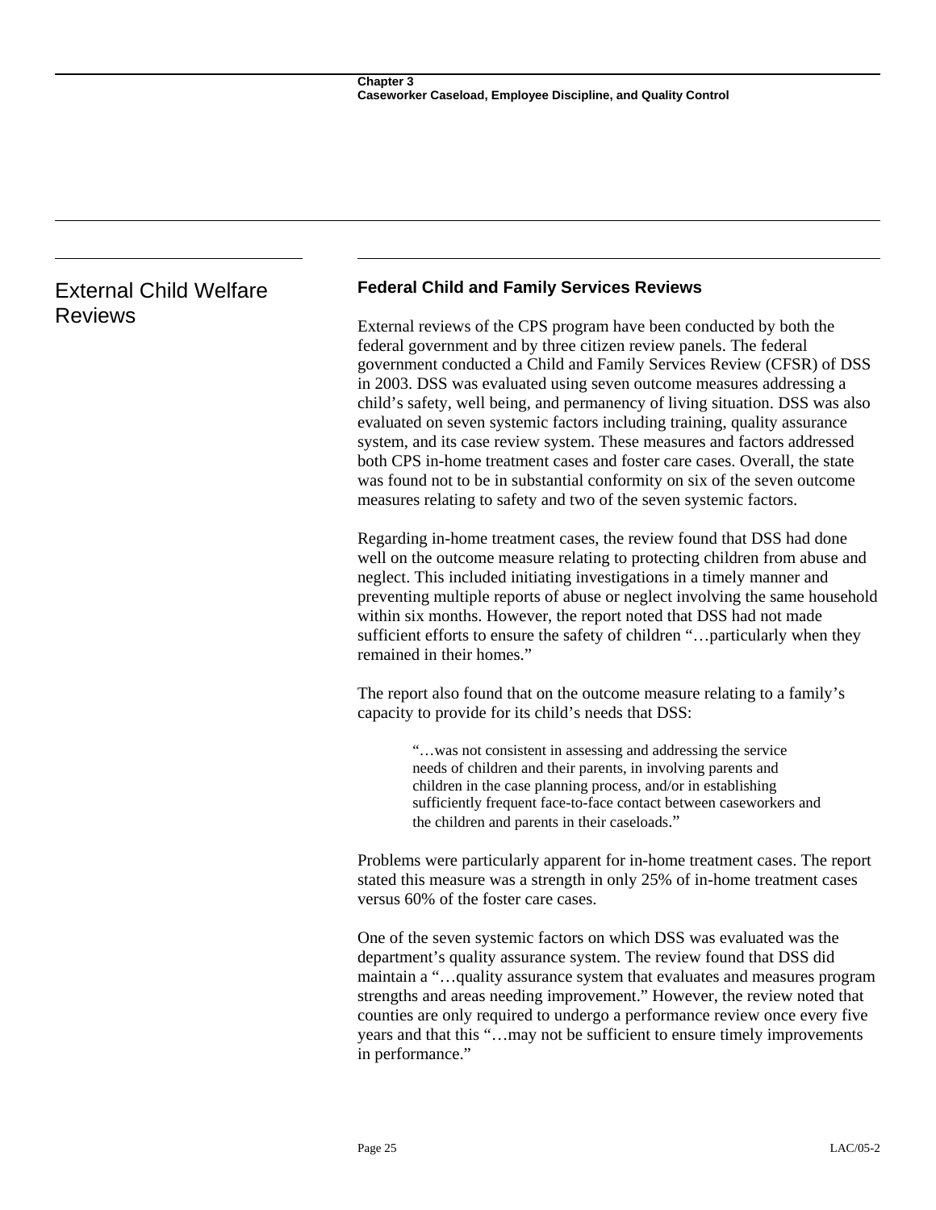## External Child Welfare Reviews

### Federal Child and Family Services Reviews

External reviews of the CPS program have been conducted by both the federal government and by three citizen review panels. The federal government conducted a Child and Family Services Review (CFSR) of DSS in 2003. DSS was evaluated using seven outcome measures addressing a child's safety, well being, and permanency of living situation. DSS was also evaluated on seven systemic factors including training, quality assurance system, and its case review system. These measures and factors addressed both CPS in-home treatment cases and foster care cases. Overall, the state was found not to be in substantial conformity on six of the seven outcome measures relating to safety and two of the seven systemic factors.

Regarding in-home treatment cases, the review found that DSS had done well on the outcome measure relating to protecting children from abuse and neglect. This included initiating investigations in a timely manner and preventing multiple reports of abuse or neglect involving the same household within six months. However, the report noted that DSS had not made sufficient efforts to ensure the safety of children "…particularly when they remained in their homes."

The report also found that on the outcome measure relating to a family's capacity to provide for its child's needs that DSS:

> "…was not consistent in assessing and addressing the service needs of children and their parents, in involving parents and children in the case planning process, and/or in establishing sufficiently frequent face-to-face contact between caseworkers and the children and parents in their caseloads."

Problems were particularly apparent for in-home treatment cases. The report stated this measure was a strength in only 25% of in-home treatment cases versus 60% of the foster care cases.

One of the seven systemic factors on which DSS was evaluated was the department's quality assurance system. The review found that DSS did maintain a "…quality assurance system that evaluates and measures program strengths and areas needing improvement." However, the review noted that counties are only required to undergo a performance review once every five years and that this "…may not be sufficient to ensure timely improvements in performance."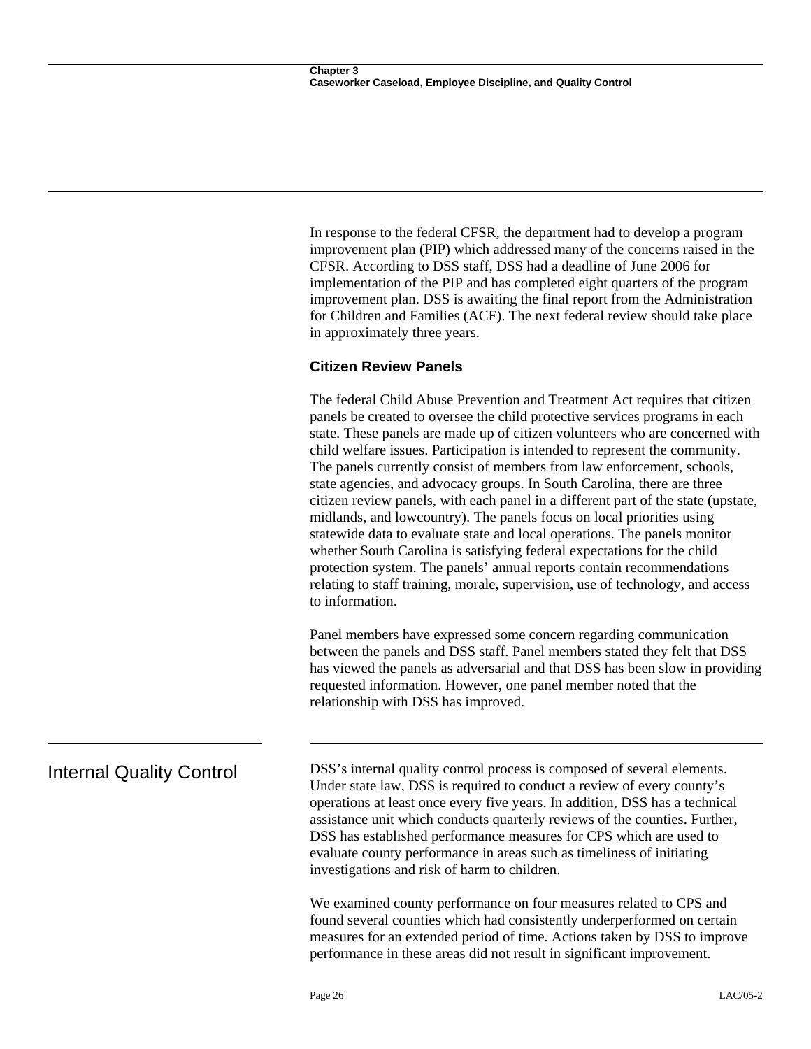In response to the federal CFSR, the department had to develop a program improvement plan (PIP) which addressed many of the concerns raised in the CFSR. According to DSS staff, DSS had a deadline of June 2006 for implementation of the PIP and has completed eight quarters of the program improvement plan. DSS is awaiting the final report from the Administration for Children and Families (ACF). The next federal review should take place in approximately three years.

### Citizen Review Panels

The federal Child Abuse Prevention and Treatment Act requires that citizen panels be created to oversee the child protective services programs in each state. These panels are made up of citizen volunteers who are concerned with child welfare issues. Participation is intended to represent the community. The panels currently consist of members from law enforcement, schools, state agencies, and advocacy groups. In South Carolina, there are three citizen review panels, with each panel in a different part of the state (upstate, midlands, and lowcountry). The panels focus on local priorities using statewide data to evaluate state and local operations. The panels monitor whether South Carolina is satisfying federal expectations for the child protection system. The panels' annual reports contain recommendations relating to staff training, morale, supervision, use of technology, and access to information.

Panel members have expressed some concern regarding communication between the panels and DSS staff. Panel members stated they felt that DSS has viewed the panels as adversarial and that DSS has been slow in providing requested information. However, one panel member noted that the relationship with DSS has improved.

## Internal Quality Control

DSS's internal quality control process is composed of several elements. Under state law, DSS is required to conduct a review of every county's operations at least once every five years. In addition, DSS has a technical assistance unit which conducts quarterly reviews of the counties. Further, DSS has established performance measures for CPS which are used to evaluate county performance in areas such as timeliness of initiating investigations and risk of harm to children.

We examined county performance on four measures related to CPS and found several counties which had consistently underperformed on certain measures for an extended period of time. Actions taken by DSS to improve performance in these areas did not result in significant improvement.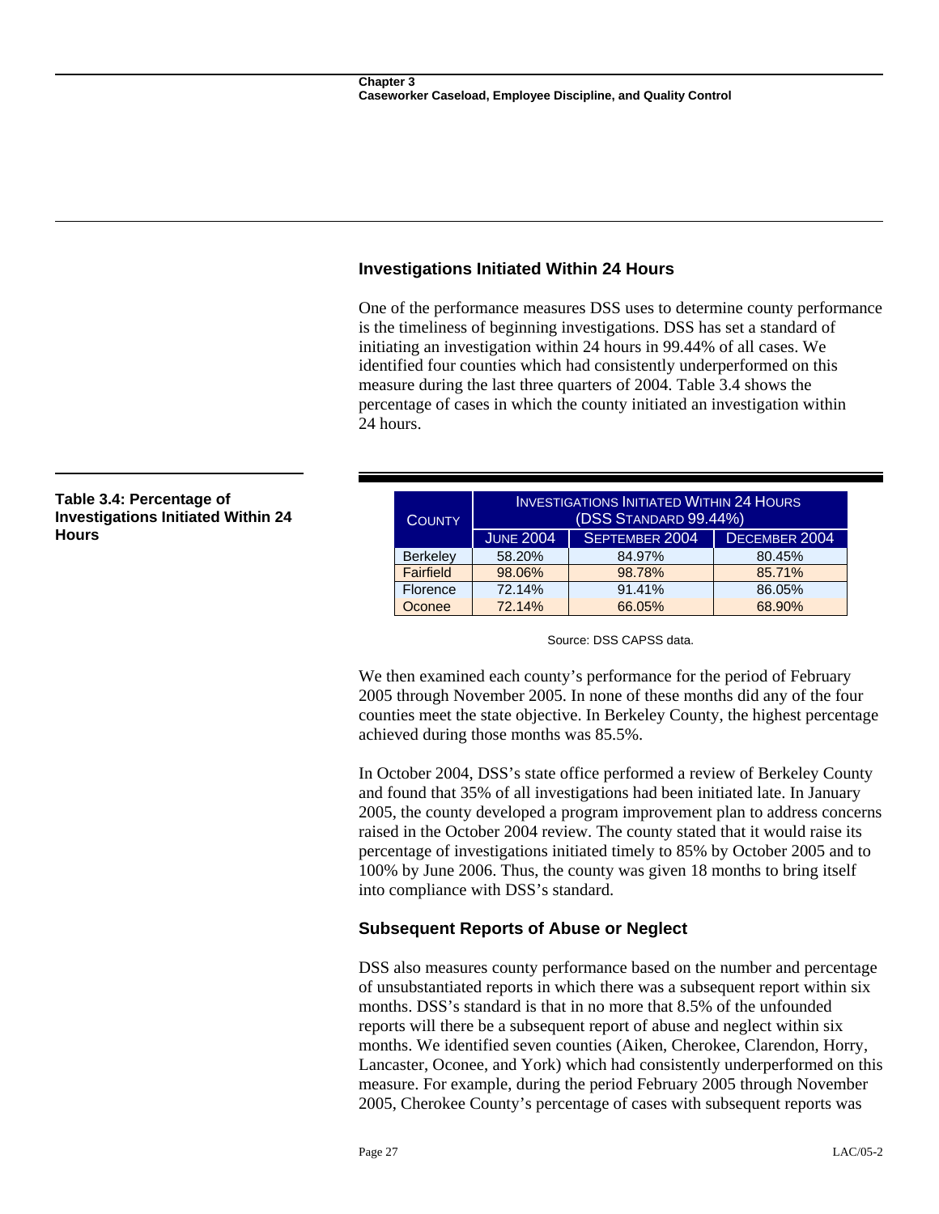## Investigations Initiated Within 24 Hours

One of the performance measures DSS uses to determine county performance is the timeliness of beginning investigations. DSS has set a standard of initiating an investigation within 24 hours in 99.44% of all cases. We identified four counties which had consistently underperformed on this measure during the last three quarters of 2004. Table 3.4 shows the percentage of cases in which the county initiated an investigation within 24 hours.

**Table 3.4: Percentage of Investigations Initiated Within 24 Hours**

| County | Investigations Initiated Within 24 Hours (DSS Standard 99.44%) | | |
|---|---|---|---|
| | June 2004 | September 2004 | December 2004 |
| Berkeley | 58.20% | 84.97% | 80.45% |
| Fairfield | 98.06% | 98.78% | 85.71% |
| Florence | 72.14% | 91.41% | 86.05% |
| Oconee | 72.14% | 66.05% | 68.90% |

Source: DSS CAPSS data.

We then examined each county's performance for the period of February 2005 through November 2005. In none of these months did any of the four counties meet the state objective. In Berkeley County, the highest percentage achieved during those months was 85.5%.

In October 2004, DSS's state office performed a review of Berkeley County and found that 35% of all investigations had been initiated late. In January 2005, the county developed a program improvement plan to address concerns raised in the October 2004 review. The county stated that it would raise its percentage of investigations initiated timely to 85% by October 2005 and to 100% by June 2006. Thus, the county was given 18 months to bring itself into compliance with DSS's standard.

## Subsequent Reports of Abuse or Neglect

DSS also measures county performance based on the number and percentage of unsubstantiated reports in which there was a subsequent report within six months. DSS's standard is that in no more that 8.5% of the unfounded reports will there be a subsequent report of abuse and neglect within six months. We identified seven counties (Aiken, Cherokee, Clarendon, Horry, Lancaster, Oconee, and York) which had consistently underperformed on this measure. For example, during the period February 2005 through November 2005, Cherokee County's percentage of cases with subsequent reports was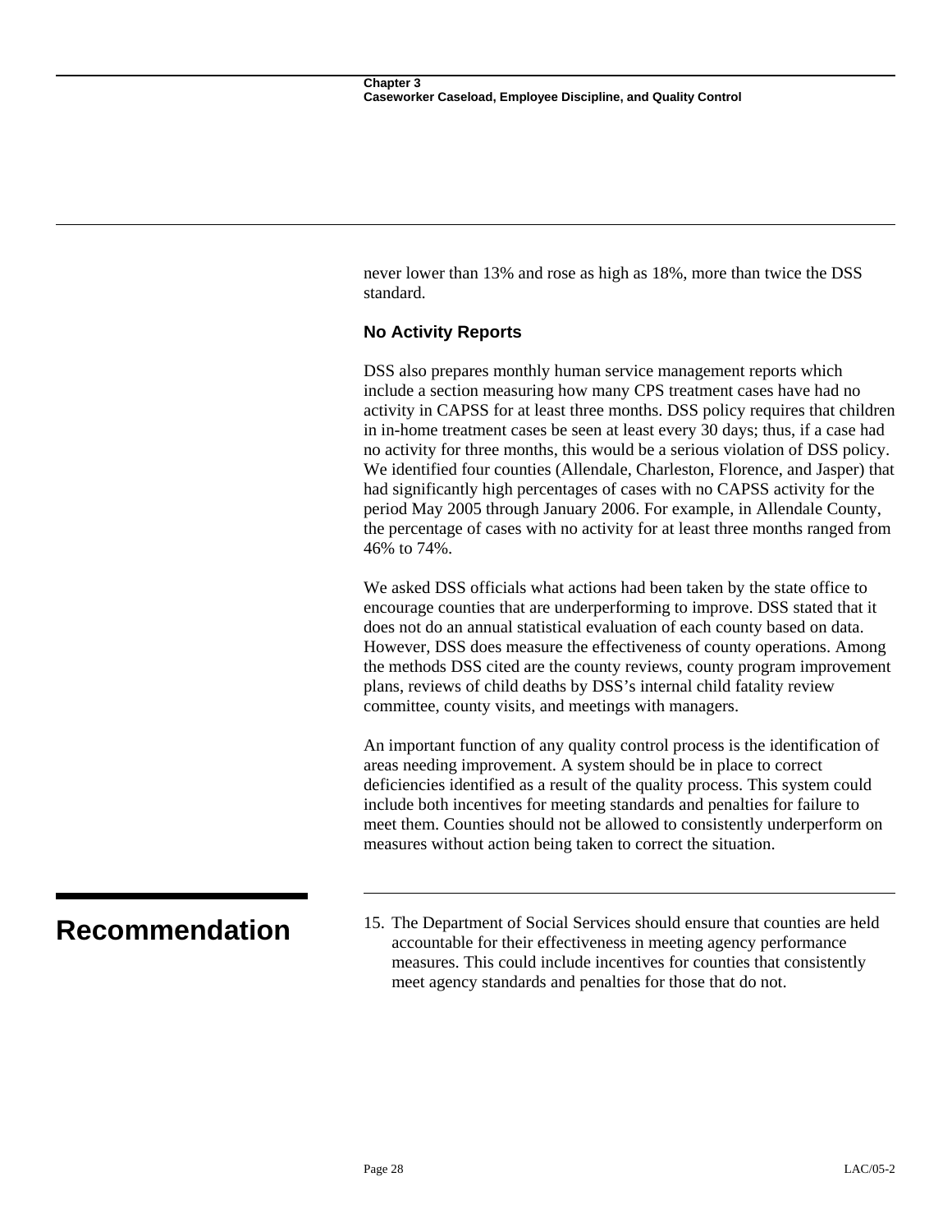never lower than 13% and rose as high as 18%, more than twice the DSS standard.

### No Activity Reports

DSS also prepares monthly human service management reports which include a section measuring how many CPS treatment cases have had no activity in CAPSS for at least three months. DSS policy requires that children in in-home treatment cases be seen at least every 30 days; thus, if a case had no activity for three months, this would be a serious violation of DSS policy. We identified four counties (Allendale, Charleston, Florence, and Jasper) that had significantly high percentages of cases with no CAPSS activity for the period May 2005 through January 2006. For example, in Allendale County, the percentage of cases with no activity for at least three months ranged from 46% to 74%.

We asked DSS officials what actions had been taken by the state office to encourage counties that are underperforming to improve. DSS stated that it does not do an annual statistical evaluation of each county based on data. However, DSS does measure the effectiveness of county operations. Among the methods DSS cited are the county reviews, county program improvement plans, reviews of child deaths by DSS's internal child fatality review committee, county visits, and meetings with managers.

An important function of any quality control process is the identification of areas needing improvement. A system should be in place to correct deficiencies identified as a result of the quality process. This system could include both incentives for meeting standards and penalties for failure to meet them. Counties should not be allowed to consistently underperform on measures without action being taken to correct the situation.

## Recommendation

15. The Department of Social Services should ensure that counties are held accountable for their effectiveness in meeting agency performance measures. This could include incentives for counties that consistently meet agency standards and penalties for those that do not.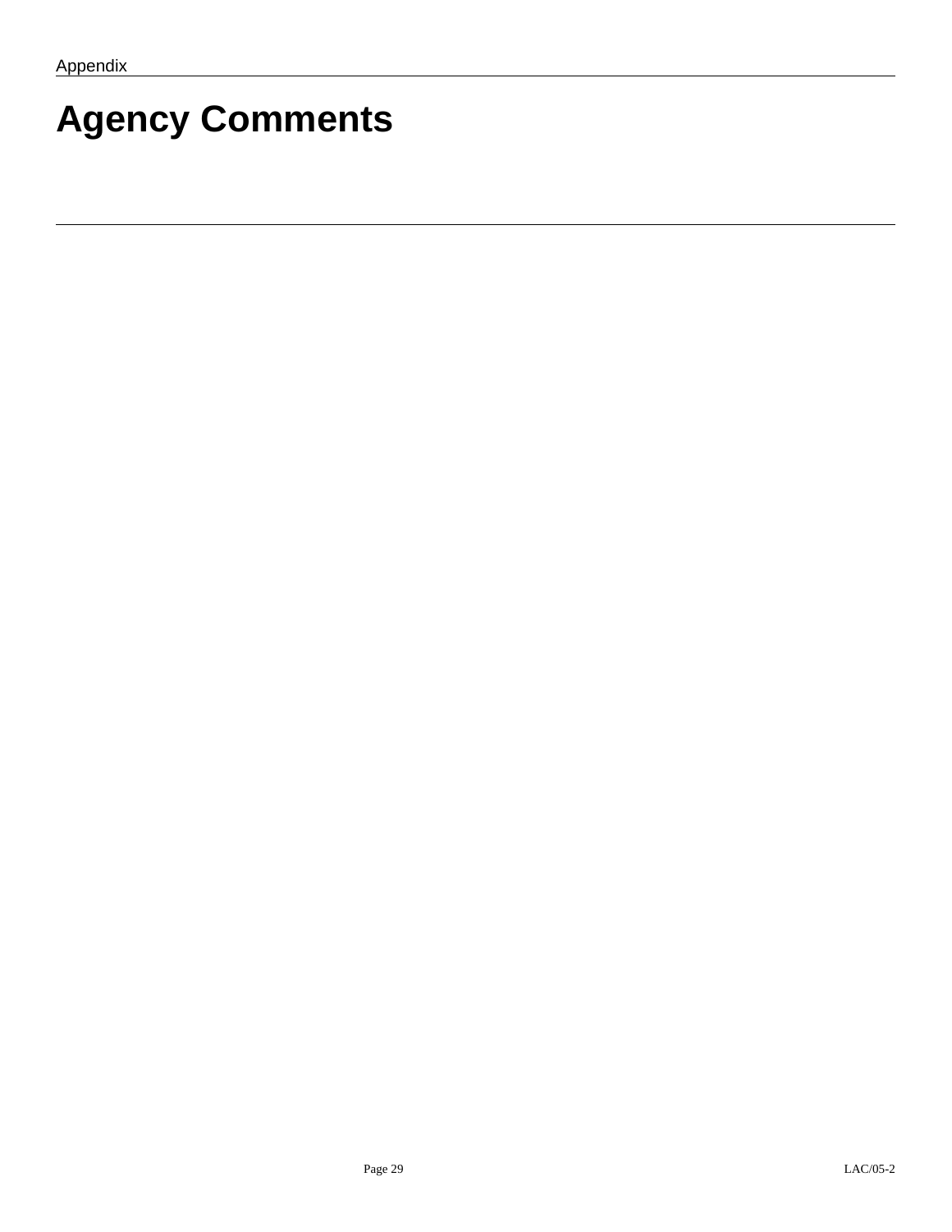Appendix

# Agency Comments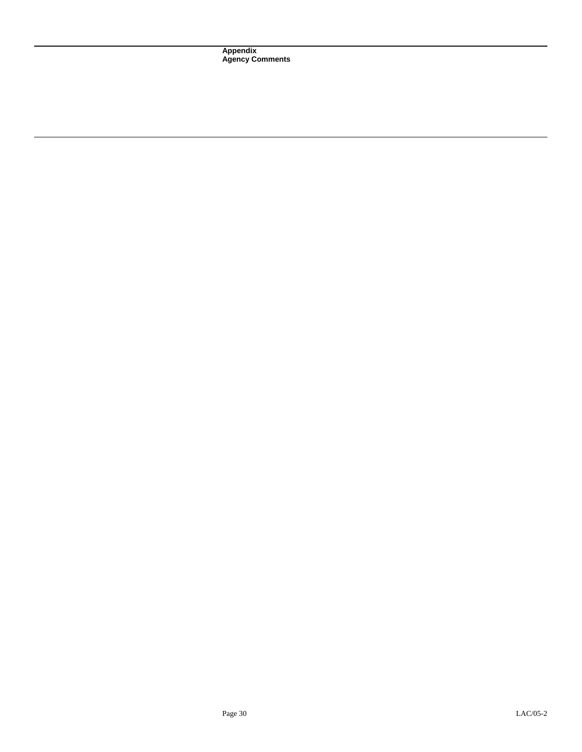## Appendix
## Agency Comments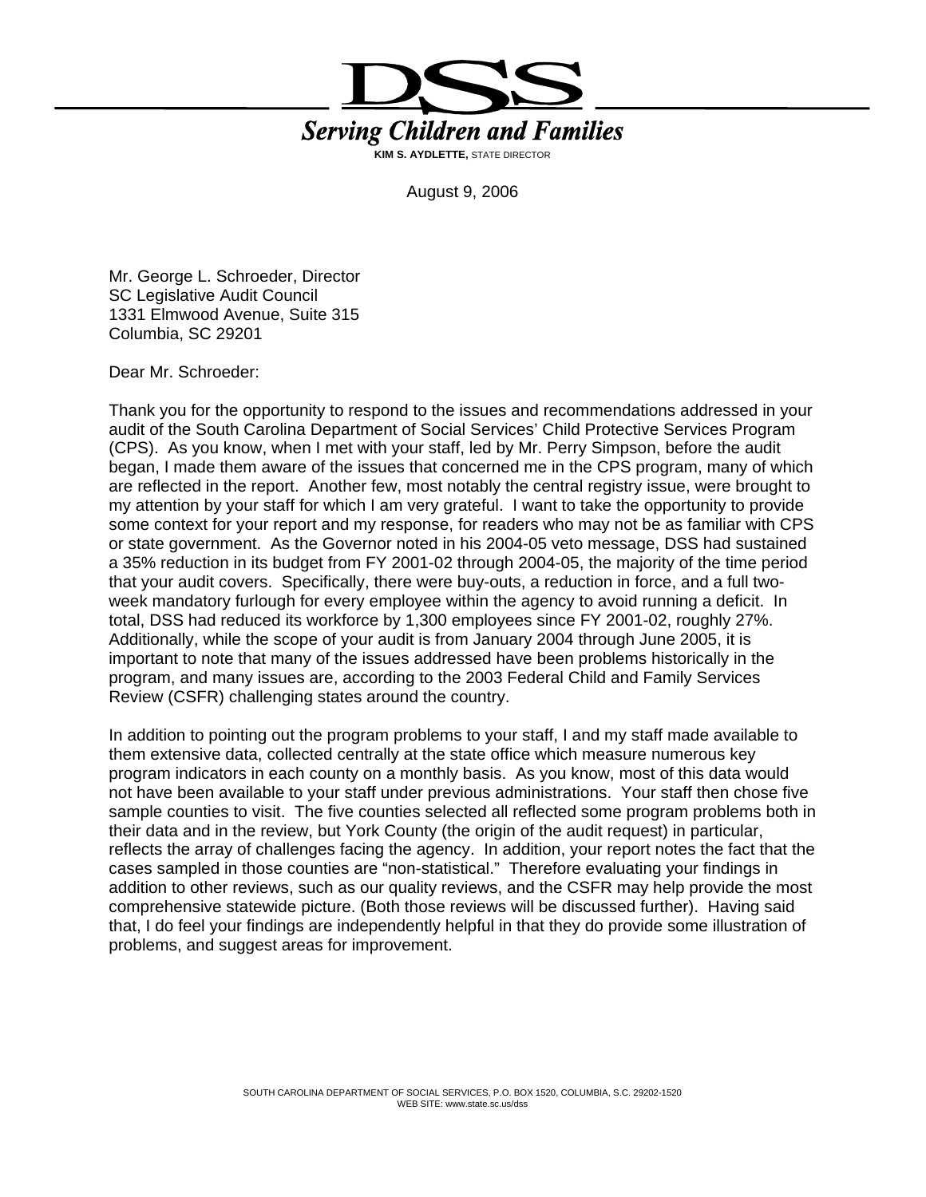# DSS

***Serving Children and Families***

**KIM S. AYDLETTE,** STATE DIRECTOR

August 9, 2006

Mr. George L. Schroeder, Director
SC Legislative Audit Council
1331 Elmwood Avenue, Suite 315
Columbia, SC 29201

Dear Mr. Schroeder:

Thank you for the opportunity to respond to the issues and recommendations addressed in your audit of the South Carolina Department of Social Services' Child Protective Services Program (CPS). As you know, when I met with your staff, led by Mr. Perry Simpson, before the audit began, I made them aware of the issues that concerned me in the CPS program, many of which are reflected in the report. Another few, most notably the central registry issue, were brought to my attention by your staff for which I am very grateful. I want to take the opportunity to provide some context for your report and my response, for readers who may not be as familiar with CPS or state government. As the Governor noted in his 2004-05 veto message, DSS had sustained a 35% reduction in its budget from FY 2001-02 through 2004-05, the majority of the time period that your audit covers. Specifically, there were buy-outs, a reduction in force, and a full two-week mandatory furlough for every employee within the agency to avoid running a deficit. In total, DSS had reduced its workforce by 1,300 employees since FY 2001-02, roughly 27%. Additionally, while the scope of your audit is from January 2004 through June 2005, it is important to note that many of the issues addressed have been problems historically in the program, and many issues are, according to the 2003 Federal Child and Family Services Review (CSFR) challenging states around the country.

In addition to pointing out the program problems to your staff, I and my staff made available to them extensive data, collected centrally at the state office which measure numerous key program indicators in each county on a monthly basis. As you know, most of this data would not have been available to your staff under previous administrations. Your staff then chose five sample counties to visit. The five counties selected all reflected some program problems both in their data and in the review, but York County (the origin of the audit request) in particular, reflects the array of challenges facing the agency. In addition, your report notes the fact that the cases sampled in those counties are "non-statistical." Therefore evaluating your findings in addition to other reviews, such as our quality reviews, and the CSFR may help provide the most comprehensive statewide picture. (Both those reviews will be discussed further). Having said that, I do feel your findings are independently helpful in that they do provide some illustration of problems, and suggest areas for improvement.

SOUTH CAROLINA DEPARTMENT OF SOCIAL SERVICES, P.O. BOX 1520, COLUMBIA, S.C. 29202-1520
WEB SITE: www.state.sc.us/dss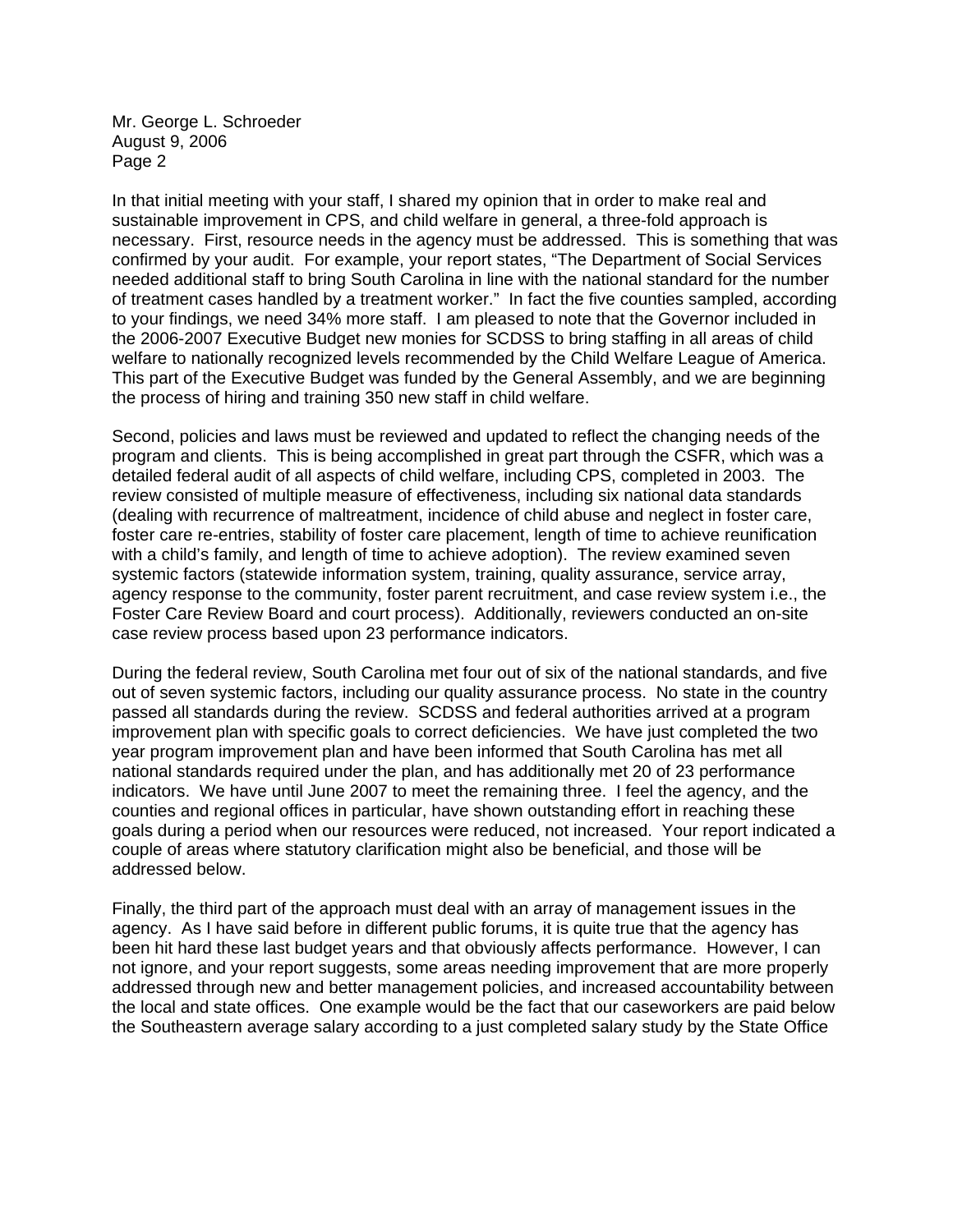In that initial meeting with your staff, I shared my opinion that in order to make real and sustainable improvement in CPS, and child welfare in general, a three-fold approach is necessary. First, resource needs in the agency must be addressed. This is something that was confirmed by your audit. For example, your report states, "The Department of Social Services needed additional staff to bring South Carolina in line with the national standard for the number of treatment cases handled by a treatment worker." In fact the five counties sampled, according to your findings, we need 34% more staff. I am pleased to note that the Governor included in the 2006-2007 Executive Budget new monies for SCDSS to bring staffing in all areas of child welfare to nationally recognized levels recommended by the Child Welfare League of America. This part of the Executive Budget was funded by the General Assembly, and we are beginning the process of hiring and training 350 new staff in child welfare.

Second, policies and laws must be reviewed and updated to reflect the changing needs of the program and clients. This is being accomplished in great part through the CSFR, which was a detailed federal audit of all aspects of child welfare, including CPS, completed in 2003. The review consisted of multiple measure of effectiveness, including six national data standards (dealing with recurrence of maltreatment, incidence of child abuse and neglect in foster care, foster care re-entries, stability of foster care placement, length of time to achieve reunification with a child's family, and length of time to achieve adoption). The review examined seven systemic factors (statewide information system, training, quality assurance, service array, agency response to the community, foster parent recruitment, and case review system i.e., the Foster Care Review Board and court process). Additionally, reviewers conducted an on-site case review process based upon 23 performance indicators.

During the federal review, South Carolina met four out of six of the national standards, and five out of seven systemic factors, including our quality assurance process. No state in the country passed all standards during the review. SCDSS and federal authorities arrived at a program improvement plan with specific goals to correct deficiencies. We have just completed the two year program improvement plan and have been informed that South Carolina has met all national standards required under the plan, and has additionally met 20 of 23 performance indicators. We have until June 2007 to meet the remaining three. I feel the agency, and the counties and regional offices in particular, have shown outstanding effort in reaching these goals during a period when our resources were reduced, not increased. Your report indicated a couple of areas where statutory clarification might also be beneficial, and those will be addressed below.

Finally, the third part of the approach must deal with an array of management issues in the agency. As I have said before in different public forums, it is quite true that the agency has been hit hard these last budget years and that obviously affects performance. However, I can not ignore, and your report suggests, some areas needing improvement that are more properly addressed through new and better management policies, and increased accountability between the local and state offices. One example would be the fact that our caseworkers are paid below the Southeastern average salary according to a just completed salary study by the State Office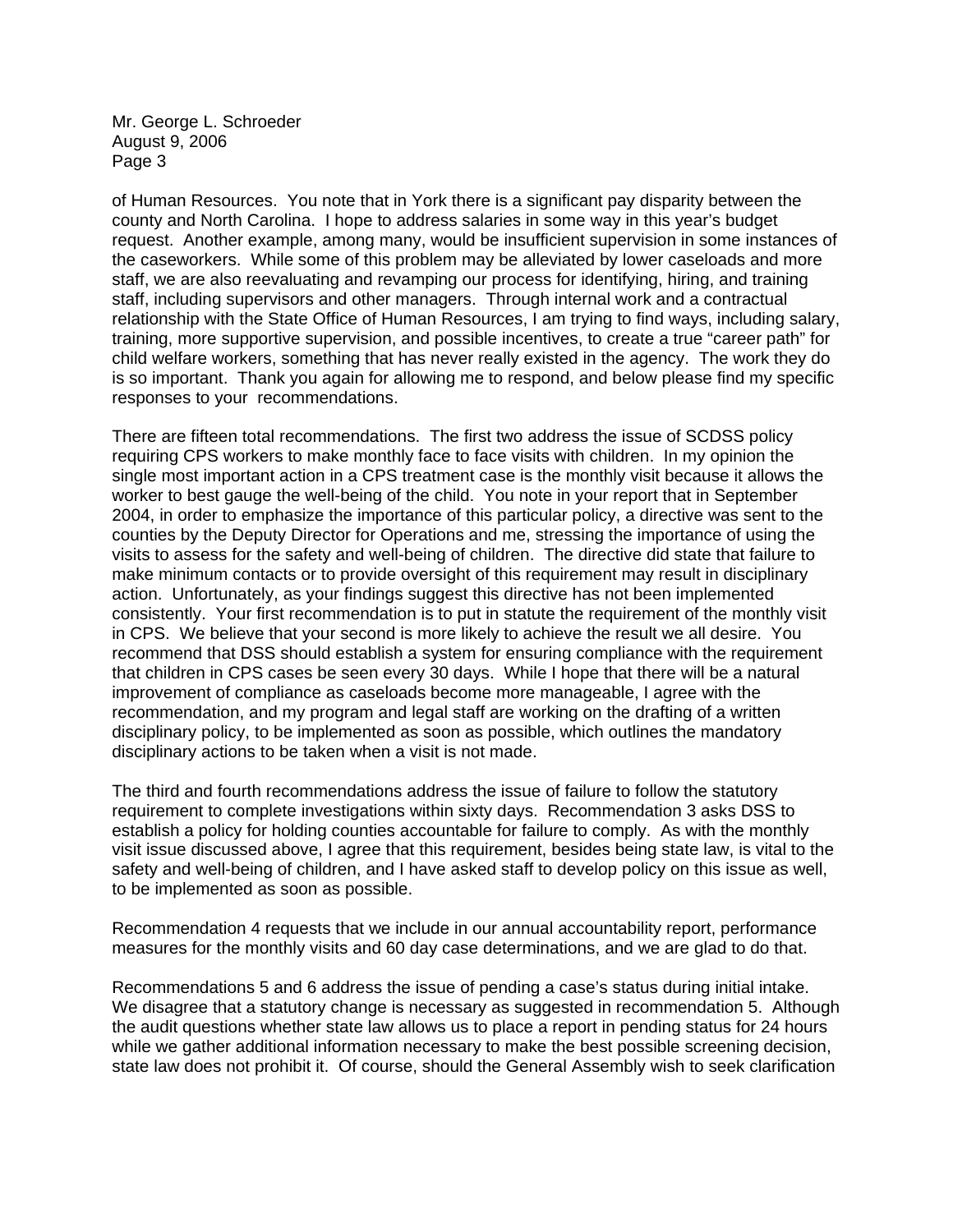of Human Resources. You note that in York there is a significant pay disparity between the county and North Carolina. I hope to address salaries in some way in this year's budget request. Another example, among many, would be insufficient supervision in some instances of the caseworkers. While some of this problem may be alleviated by lower caseloads and more staff, we are also reevaluating and revamping our process for identifying, hiring, and training staff, including supervisors and other managers. Through internal work and a contractual relationship with the State Office of Human Resources, I am trying to find ways, including salary, training, more supportive supervision, and possible incentives, to create a true "career path" for child welfare workers, something that has never really existed in the agency. The work they do is so important. Thank you again for allowing me to respond, and below please find my specific responses to your recommendations.

There are fifteen total recommendations. The first two address the issue of SCDSS policy requiring CPS workers to make monthly face to face visits with children. In my opinion the single most important action in a CPS treatment case is the monthly visit because it allows the worker to best gauge the well-being of the child. You note in your report that in September 2004, in order to emphasize the importance of this particular policy, a directive was sent to the counties by the Deputy Director for Operations and me, stressing the importance of using the visits to assess for the safety and well-being of children. The directive did state that failure to make minimum contacts or to provide oversight of this requirement may result in disciplinary action. Unfortunately, as your findings suggest this directive has not been implemented consistently. Your first recommendation is to put in statute the requirement of the monthly visit in CPS. We believe that your second is more likely to achieve the result we all desire. You recommend that DSS should establish a system for ensuring compliance with the requirement that children in CPS cases be seen every 30 days. While I hope that there will be a natural improvement of compliance as caseloads become more manageable, I agree with the recommendation, and my program and legal staff are working on the drafting of a written disciplinary policy, to be implemented as soon as possible, which outlines the mandatory disciplinary actions to be taken when a visit is not made.

The third and fourth recommendations address the issue of failure to follow the statutory requirement to complete investigations within sixty days. Recommendation 3 asks DSS to establish a policy for holding counties accountable for failure to comply. As with the monthly visit issue discussed above, I agree that this requirement, besides being state law, is vital to the safety and well-being of children, and I have asked staff to develop policy on this issue as well, to be implemented as soon as possible.

Recommendation 4 requests that we include in our annual accountability report, performance measures for the monthly visits and 60 day case determinations, and we are glad to do that.

Recommendations 5 and 6 address the issue of pending a case's status during initial intake. We disagree that a statutory change is necessary as suggested in recommendation 5. Although the audit questions whether state law allows us to place a report in pending status for 24 hours while we gather additional information necessary to make the best possible screening decision, state law does not prohibit it. Of course, should the General Assembly wish to seek clarification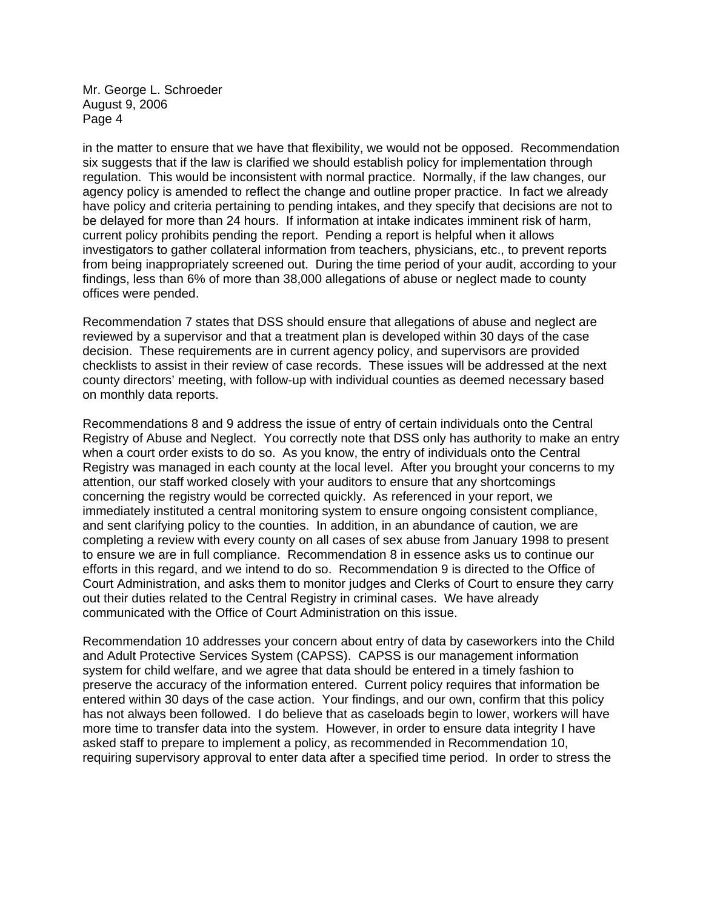in the matter to ensure that we have that flexibility, we would not be opposed. Recommendation six suggests that if the law is clarified we should establish policy for implementation through regulation. This would be inconsistent with normal practice. Normally, if the law changes, our agency policy is amended to reflect the change and outline proper practice. In fact we already have policy and criteria pertaining to pending intakes, and they specify that decisions are not to be delayed for more than 24 hours. If information at intake indicates imminent risk of harm, current policy prohibits pending the report. Pending a report is helpful when it allows investigators to gather collateral information from teachers, physicians, etc., to prevent reports from being inappropriately screened out. During the time period of your audit, according to your findings, less than 6% of more than 38,000 allegations of abuse or neglect made to county offices were pended.

Recommendation 7 states that DSS should ensure that allegations of abuse and neglect are reviewed by a supervisor and that a treatment plan is developed within 30 days of the case decision. These requirements are in current agency policy, and supervisors are provided checklists to assist in their review of case records. These issues will be addressed at the next county directors' meeting, with follow-up with individual counties as deemed necessary based on monthly data reports.

Recommendations 8 and 9 address the issue of entry of certain individuals onto the Central Registry of Abuse and Neglect. You correctly note that DSS only has authority to make an entry when a court order exists to do so. As you know, the entry of individuals onto the Central Registry was managed in each county at the local level. After you brought your concerns to my attention, our staff worked closely with your auditors to ensure that any shortcomings concerning the registry would be corrected quickly. As referenced in your report, we immediately instituted a central monitoring system to ensure ongoing consistent compliance, and sent clarifying policy to the counties. In addition, in an abundance of caution, we are completing a review with every county on all cases of sex abuse from January 1998 to present to ensure we are in full compliance. Recommendation 8 in essence asks us to continue our efforts in this regard, and we intend to do so. Recommendation 9 is directed to the Office of Court Administration, and asks them to monitor judges and Clerks of Court to ensure they carry out their duties related to the Central Registry in criminal cases. We have already communicated with the Office of Court Administration on this issue.

Recommendation 10 addresses your concern about entry of data by caseworkers into the Child and Adult Protective Services System (CAPSS). CAPSS is our management information system for child welfare, and we agree that data should be entered in a timely fashion to preserve the accuracy of the information entered. Current policy requires that information be entered within 30 days of the case action. Your findings, and our own, confirm that this policy has not always been followed. I do believe that as caseloads begin to lower, workers will have more time to transfer data into the system. However, in order to ensure data integrity I have asked staff to prepare to implement a policy, as recommended in Recommendation 10, requiring supervisory approval to enter data after a specified time period. In order to stress the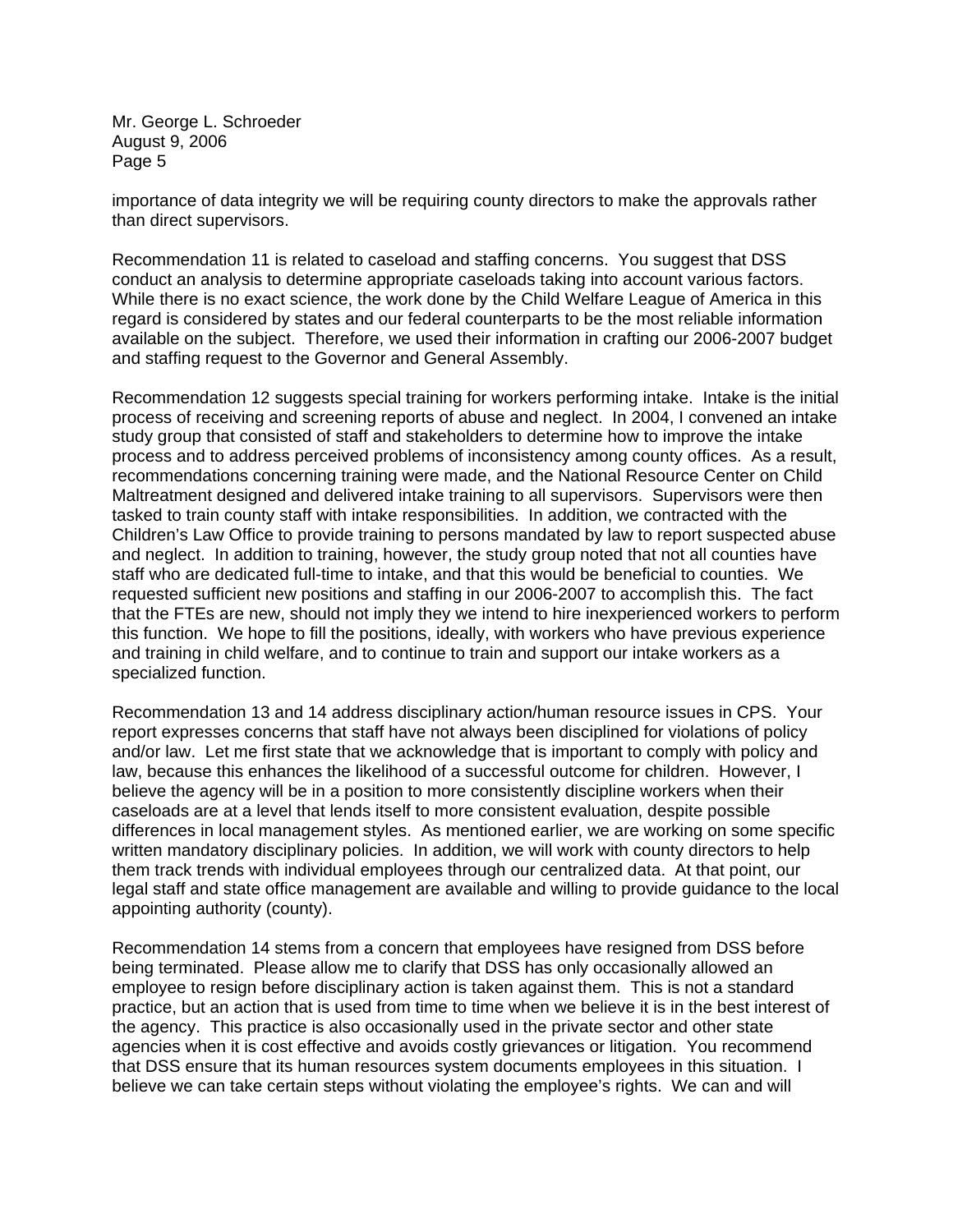importance of data integrity we will be requiring county directors to make the approvals rather than direct supervisors.

Recommendation 11 is related to caseload and staffing concerns. You suggest that DSS conduct an analysis to determine appropriate caseloads taking into account various factors. While there is no exact science, the work done by the Child Welfare League of America in this regard is considered by states and our federal counterparts to be the most reliable information available on the subject. Therefore, we used their information in crafting our 2006-2007 budget and staffing request to the Governor and General Assembly.

Recommendation 12 suggests special training for workers performing intake. Intake is the initial process of receiving and screening reports of abuse and neglect. In 2004, I convened an intake study group that consisted of staff and stakeholders to determine how to improve the intake process and to address perceived problems of inconsistency among county offices. As a result, recommendations concerning training were made, and the National Resource Center on Child Maltreatment designed and delivered intake training to all supervisors. Supervisors were then tasked to train county staff with intake responsibilities. In addition, we contracted with the Children's Law Office to provide training to persons mandated by law to report suspected abuse and neglect. In addition to training, however, the study group noted that not all counties have staff who are dedicated full-time to intake, and that this would be beneficial to counties. We requested sufficient new positions and staffing in our 2006-2007 to accomplish this. The fact that the FTEs are new, should not imply they we intend to hire inexperienced workers to perform this function. We hope to fill the positions, ideally, with workers who have previous experience and training in child welfare, and to continue to train and support our intake workers as a specialized function.

Recommendation 13 and 14 address disciplinary action/human resource issues in CPS. Your report expresses concerns that staff have not always been disciplined for violations of policy and/or law. Let me first state that we acknowledge that is important to comply with policy and law, because this enhances the likelihood of a successful outcome for children. However, I believe the agency will be in a position to more consistently discipline workers when their caseloads are at a level that lends itself to more consistent evaluation, despite possible differences in local management styles. As mentioned earlier, we are working on some specific written mandatory disciplinary policies. In addition, we will work with county directors to help them track trends with individual employees through our centralized data. At that point, our legal staff and state office management are available and willing to provide guidance to the local appointing authority (county).

Recommendation 14 stems from a concern that employees have resigned from DSS before being terminated. Please allow me to clarify that DSS has only occasionally allowed an employee to resign before disciplinary action is taken against them. This is not a standard practice, but an action that is used from time to time when we believe it is in the best interest of the agency. This practice is also occasionally used in the private sector and other state agencies when it is cost effective and avoids costly grievances or litigation. You recommend that DSS ensure that its human resources system documents employees in this situation. I believe we can take certain steps without violating the employee's rights. We can and will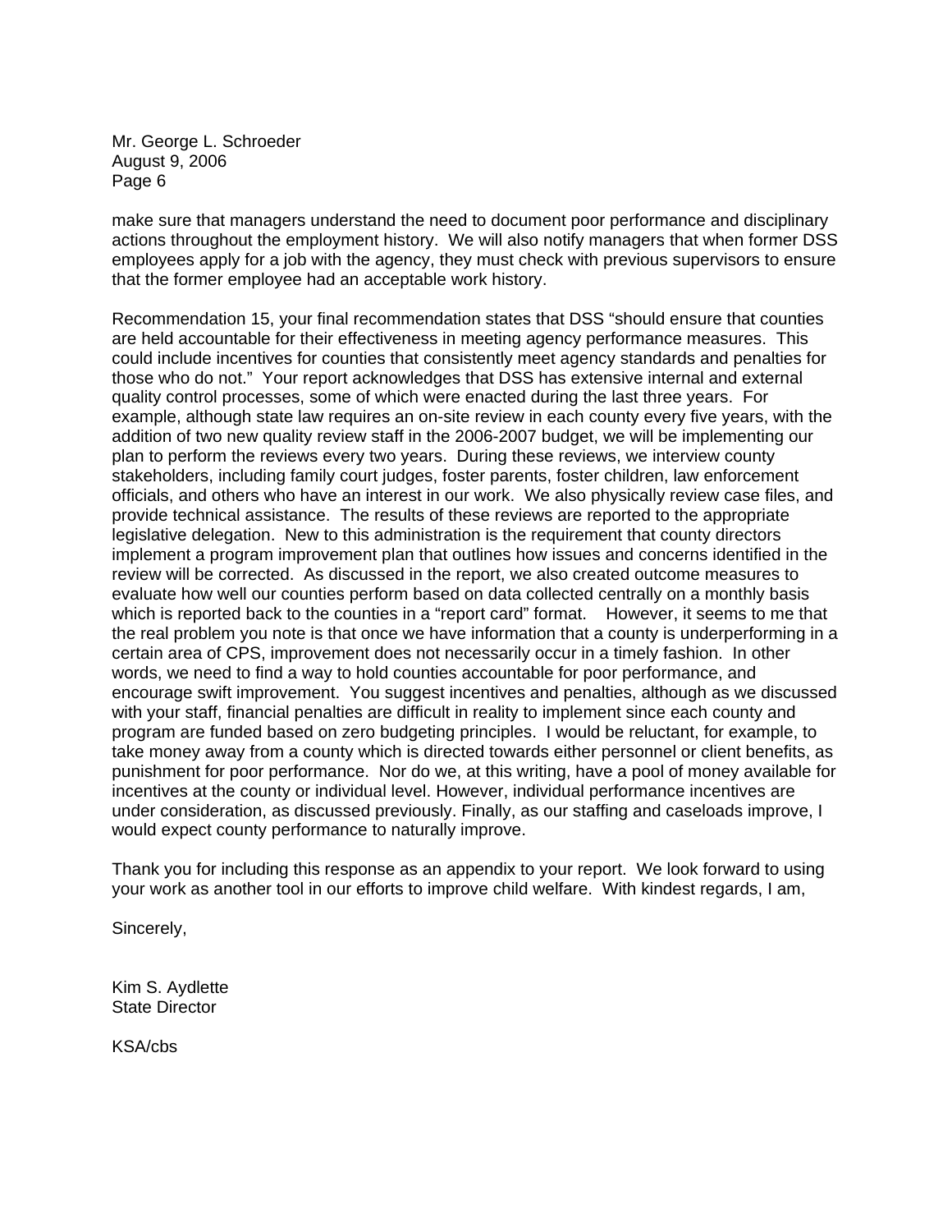make sure that managers understand the need to document poor performance and disciplinary actions throughout the employment history. We will also notify managers that when former DSS employees apply for a job with the agency, they must check with previous supervisors to ensure that the former employee had an acceptable work history.

Recommendation 15, your final recommendation states that DSS "should ensure that counties are held accountable for their effectiveness in meeting agency performance measures. This could include incentives for counties that consistently meet agency standards and penalties for those who do not." Your report acknowledges that DSS has extensive internal and external quality control processes, some of which were enacted during the last three years. For example, although state law requires an on-site review in each county every five years, with the addition of two new quality review staff in the 2006-2007 budget, we will be implementing our plan to perform the reviews every two years. During these reviews, we interview county stakeholders, including family court judges, foster parents, foster children, law enforcement officials, and others who have an interest in our work. We also physically review case files, and provide technical assistance. The results of these reviews are reported to the appropriate legislative delegation. New to this administration is the requirement that county directors implement a program improvement plan that outlines how issues and concerns identified in the review will be corrected. As discussed in the report, we also created outcome measures to evaluate how well our counties perform based on data collected centrally on a monthly basis which is reported back to the counties in a "report card" format. However, it seems to me that the real problem you note is that once we have information that a county is underperforming in a certain area of CPS, improvement does not necessarily occur in a timely fashion. In other words, we need to find a way to hold counties accountable for poor performance, and encourage swift improvement. You suggest incentives and penalties, although as we discussed with your staff, financial penalties are difficult in reality to implement since each county and program are funded based on zero budgeting principles. I would be reluctant, for example, to take money away from a county which is directed towards either personnel or client benefits, as punishment for poor performance. Nor do we, at this writing, have a pool of money available for incentives at the county or individual level. However, individual performance incentives are under consideration, as discussed previously. Finally, as our staffing and caseloads improve, I would expect county performance to naturally improve.

Thank you for including this response as an appendix to your report. We look forward to using your work as another tool in our efforts to improve child welfare. With kindest regards, I am,

Sincerely,

Kim S. Aydlette
State Director

KSA/cbs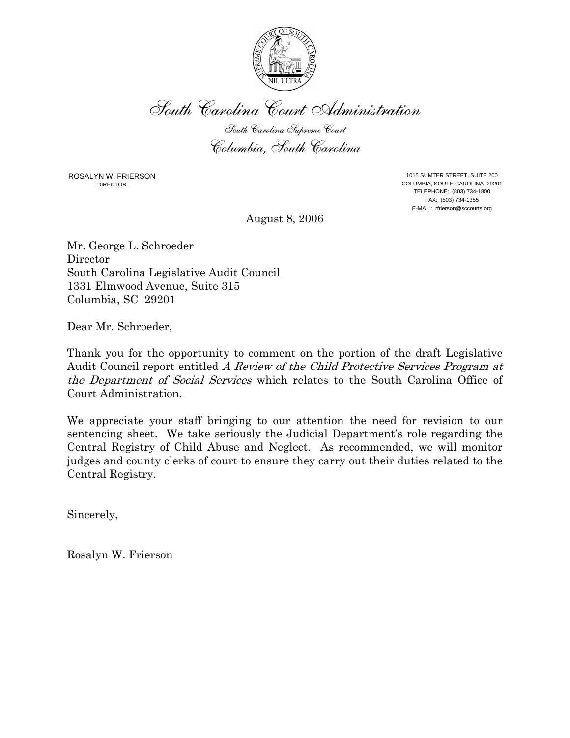SUPREME COURT OF SOUTH CAROLINA
NIL ULTRA

# South Carolina Court Administration

South Carolina Supreme Court

Columbia, South Carolina

ROSALYN W. FRIERSON
DIRECTOR

1015 SUMTER STREET, SUITE 200
COLUMBIA, SOUTH CAROLINA 29201
TELEPHONE: (803) 734-1800
FAX: (803) 734-1355
E-MAIL: rfrierson@sccourts.org

August 8, 2006

Mr. George L. Schroeder
Director
South Carolina Legislative Audit Council
1331 Elmwood Avenue, Suite 315
Columbia, SC 29201

Dear Mr. Schroeder,

Thank you for the opportunity to comment on the portion of the draft Legislative Audit Council report entitled *A Review of the Child Protective Services Program at the Department of Social Services* which relates to the South Carolina Office of Court Administration.

We appreciate your staff bringing to our attention the need for revision to our sentencing sheet. We take seriously the Judicial Department's role regarding the Central Registry of Child Abuse and Neglect. As recommended, we will monitor judges and county clerks of court to ensure they carry out their duties related to the Central Registry.

Sincerely,

Rosalyn W. Frierson